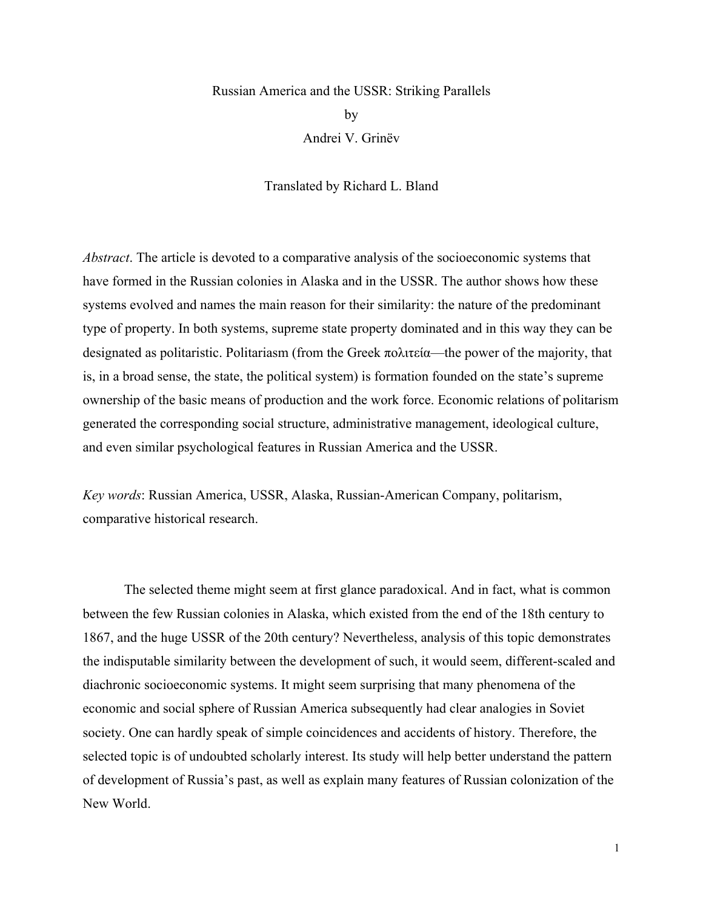# Russian America and the USSR: Striking Parallels

by

Andrei V. Grinëv

Translated by Richard L. Bland

*Abstract*. The article is devoted to a comparative analysis of the socioeconomic systems that have formed in the Russian colonies in Alaska and in the USSR. The author shows how these systems evolved and names the main reason for their similarity: the nature of the predominant type of property. In both systems, supreme state property dominated and in this way they can be designated as politaristic. Politariasm (from the Greek πολιτεία—the power of the majority, that is, in a broad sense, the state, the political system) is formation founded on the state's supreme ownership of the basic means of production and the work force. Economic relations of politarism generated the corresponding social structure, administrative management, ideological culture, and even similar psychological features in Russian America and the USSR.

*Key words*: Russian America, USSR, Alaska, Russian-American Company, politarism, comparative historical research.

The selected theme might seem at first glance paradoxical. And in fact, what is common between the few Russian colonies in Alaska, which existed from the end of the 18th century to 1867, and the huge USSR of the 20th century? Nevertheless, analysis of this topic demonstrates the indisputable similarity between the development of such, it would seem, different-scaled and diachronic socioeconomic systems. It might seem surprising that many phenomena of the economic and social sphere of Russian America subsequently had clear analogies in Soviet society. One can hardly speak of simple coincidences and accidents of history. Therefore, the selected topic is of undoubted scholarly interest. Its study will help better understand the pattern of development of Russia's past, as well as explain many features of Russian colonization of the New World.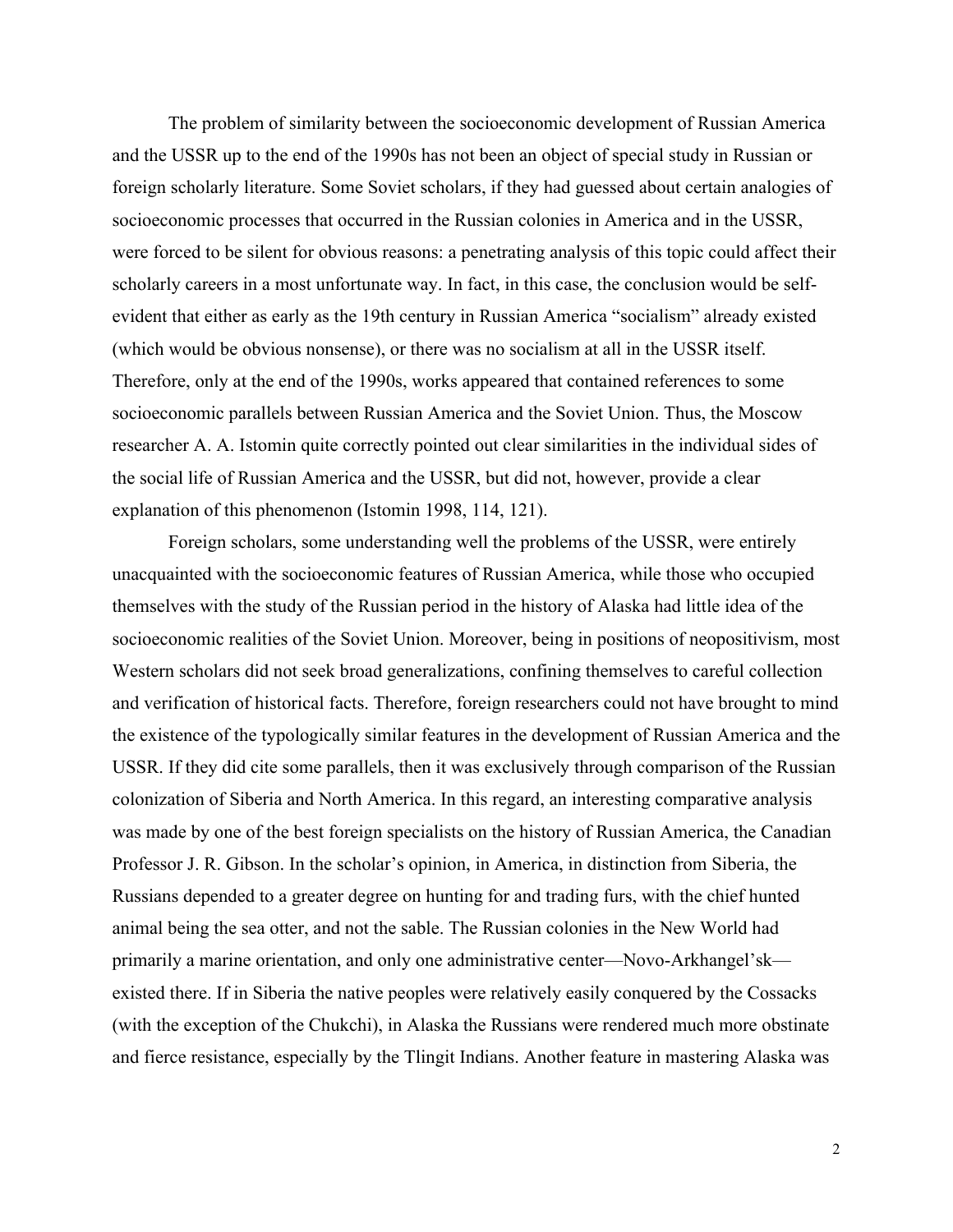The problem of similarity between the socioeconomic development of Russian America and the USSR up to the end of the 1990s has not been an object of special study in Russian or foreign scholarly literature. Some Soviet scholars, if they had guessed about certain analogies of socioeconomic processes that occurred in the Russian colonies in America and in the USSR, were forced to be silent for obvious reasons: a penetrating analysis of this topic could affect their scholarly careers in a most unfortunate way. In fact, in this case, the conclusion would be self-evident that either as early as the 19th century in Russian America "socialism" already existed (which would be obvious nonsense), or there was no socialism at all in the USSR itself. Therefore, only at the end of the 1990s, works appeared that contained references to some socioeconomic parallels between Russian America and the Soviet Union. Thus, the Moscow researcher A. A. Istomin quite correctly pointed out clear similarities in the individual sides of the social life of Russian America and the USSR, but did not, however, provide a clear explanation of this phenomenon (Istomin 1998, 114, 121).

Foreign scholars, some understanding well the problems of the USSR, were entirely unacquainted with the socioeconomic features of Russian America, while those who occupied themselves with the study of the Russian period in the history of Alaska had little idea of the socioeconomic realities of the Soviet Union. Moreover, being in positions of neopositivism, most Western scholars did not seek broad generalizations, confining themselves to careful collection and verification of historical facts. Therefore, foreign researchers could not have brought to mind the existence of the typologically similar features in the development of Russian America and the USSR. If they did cite some parallels, then it was exclusively through comparison of the Russian colonization of Siberia and North America. In this regard, an interesting comparative analysis was made by one of the best foreign specialists on the history of Russian America, the Canadian Professor J. R. Gibson. In the scholar's opinion, in America, in distinction from Siberia, the Russians depended to a greater degree on hunting for and trading furs, with the chief hunted animal being the sea otter, and not the sable. The Russian colonies in the New World had primarily a marine orientation, and only one administrative center—Novo-Arkhangel'sk—existed there. If in Siberia the native peoples were relatively easily conquered by the Cossacks (with the exception of the Chukchi), in Alaska the Russians were rendered much more obstinate and fierce resistance, especially by the Tlingit Indians. Another feature in mastering Alaska was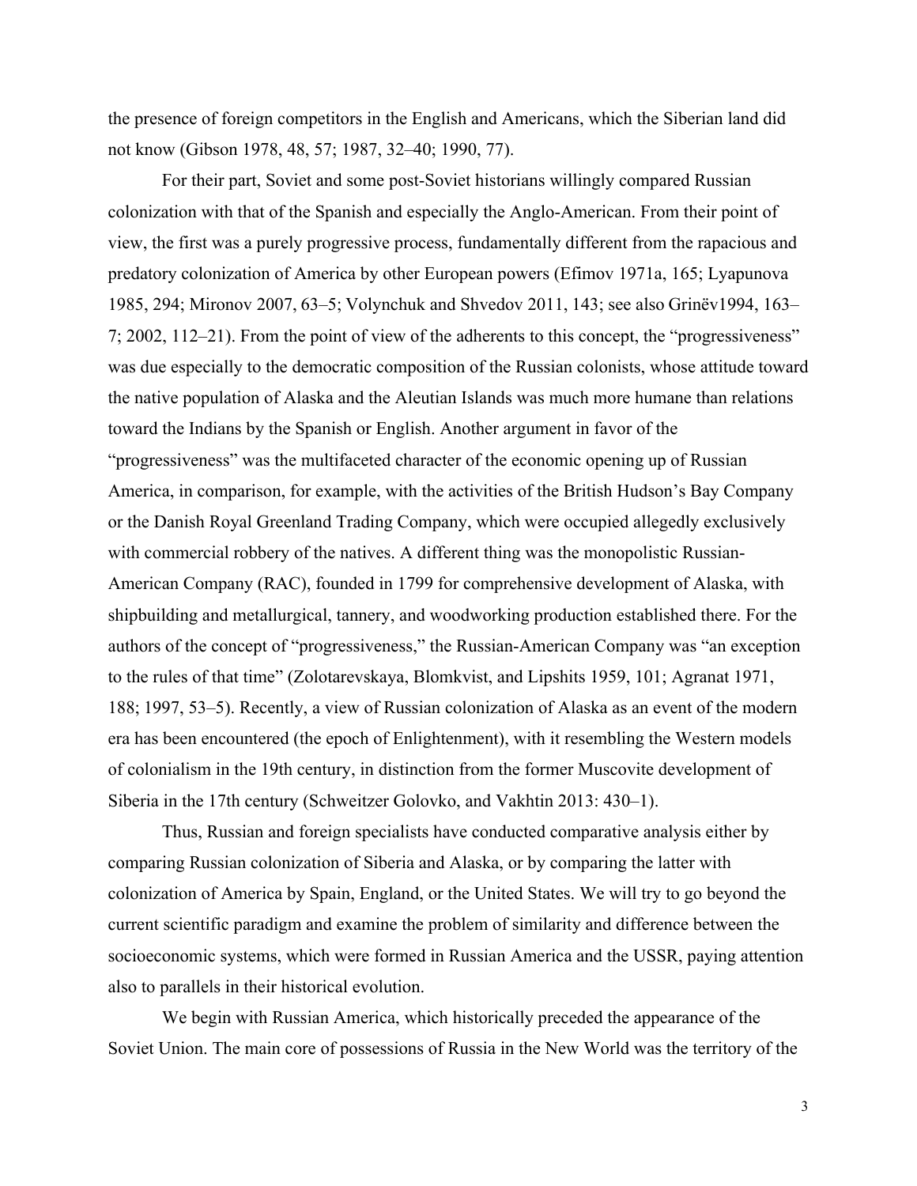the presence of foreign competitors in the English and Americans, which the Siberian land did not know (Gibson 1978, 48, 57; 1987, 32–40; 1990, 77).

For their part, Soviet and some post-Soviet historians willingly compared Russian colonization with that of the Spanish and especially the Anglo-American. From their point of view, the first was a purely progressive process, fundamentally different from the rapacious and predatory colonization of America by other European powers (Efimov 1971a, 165; Lyapunova 1985, 294; Mironov 2007, 63–5; Volynchuk and Shvedov 2011, 143; see also Grinëv1994, 163–7; 2002, 112–21). From the point of view of the adherents to this concept, the "progressiveness" was due especially to the democratic composition of the Russian colonists, whose attitude toward the native population of Alaska and the Aleutian Islands was much more humane than relations toward the Indians by the Spanish or English. Another argument in favor of the "progressiveness" was the multifaceted character of the economic opening up of Russian America, in comparison, for example, with the activities of the British Hudson's Bay Company or the Danish Royal Greenland Trading Company, which were occupied allegedly exclusively with commercial robbery of the natives. A different thing was the monopolistic Russian-American Company (RAC), founded in 1799 for comprehensive development of Alaska, with shipbuilding and metallurgical, tannery, and woodworking production established there. For the authors of the concept of "progressiveness," the Russian-American Company was "an exception to the rules of that time" (Zolotarevskaya, Blomkvist, and Lipshits 1959, 101; Agranat 1971, 188; 1997, 53–5). Recently, a view of Russian colonization of Alaska as an event of the modern era has been encountered (the epoch of Enlightenment), with it resembling the Western models of colonialism in the 19th century, in distinction from the former Muscovite development of Siberia in the 17th century (Schweitzer Golovko, and Vakhtin 2013: 430–1).

Thus, Russian and foreign specialists have conducted comparative analysis either by comparing Russian colonization of Siberia and Alaska, or by comparing the latter with colonization of America by Spain, England, or the United States. We will try to go beyond the current scientific paradigm and examine the problem of similarity and difference between the socioeconomic systems, which were formed in Russian America and the USSR, paying attention also to parallels in their historical evolution.

We begin with Russian America, which historically preceded the appearance of the Soviet Union. The main core of possessions of Russia in the New World was the territory of the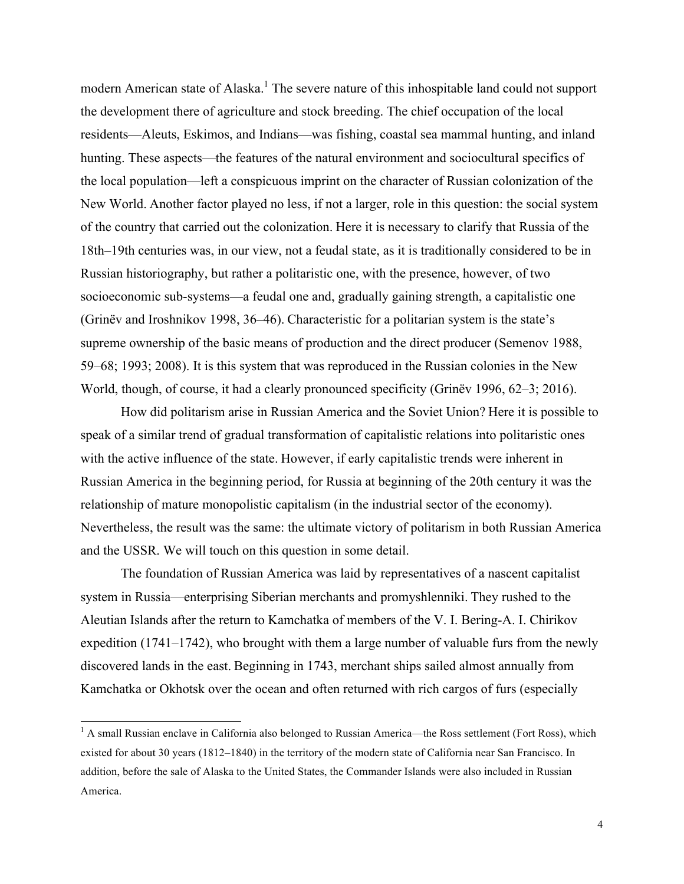modern American state of Alaska.[1] The severe nature of this inhospitable land could not support the development there of agriculture and stock breeding. The chief occupation of the local residents—Aleuts, Eskimos, and Indians—was fishing, coastal sea mammal hunting, and inland hunting. These aspects—the features of the natural environment and sociocultural specifics of the local population—left a conspicuous imprint on the character of Russian colonization of the New World. Another factor played no less, if not a larger, role in this question: the social system of the country that carried out the colonization. Here it is necessary to clarify that Russia of the 18th–19th centuries was, in our view, not a feudal state, as it is traditionally considered to be in Russian historiography, but rather a politaristic one, with the presence, however, of two socioeconomic sub-systems—a feudal one and, gradually gaining strength, a capitalistic one (Grinëv and Iroshnikov 1998, 36–46). Characteristic for a politarian system is the state's supreme ownership of the basic means of production and the direct producer (Semenov 1988, 59–68; 1993; 2008). It is this system that was reproduced in the Russian colonies in the New World, though, of course, it had a clearly pronounced specificity (Grinëv 1996, 62–3; 2016).

How did politarism arise in Russian America and the Soviet Union? Here it is possible to speak of a similar trend of gradual transformation of capitalistic relations into politaristic ones with the active influence of the state. However, if early capitalistic trends were inherent in Russian America in the beginning period, for Russia at beginning of the 20th century it was the relationship of mature monopolistic capitalism (in the industrial sector of the economy). Nevertheless, the result was the same: the ultimate victory of politarism in both Russian America and the USSR. We will touch on this question in some detail.

The foundation of Russian America was laid by representatives of a nascent capitalist system in Russia—enterprising Siberian merchants and promyshlenniki. They rushed to the Aleutian Islands after the return to Kamchatka of members of the V. I. Bering-A. I. Chirikov expedition (1741–1742), who brought with them a large number of valuable furs from the newly discovered lands in the east. Beginning in 1743, merchant ships sailed almost annually from Kamchatka or Okhotsk over the ocean and often returned with rich cargos of furs (especially

[1] A small Russian enclave in California also belonged to Russian America—the Ross settlement (Fort Ross), which existed for about 30 years (1812–1840) in the territory of the modern state of California near San Francisco. In addition, before the sale of Alaska to the United States, the Commander Islands were also included in Russian America.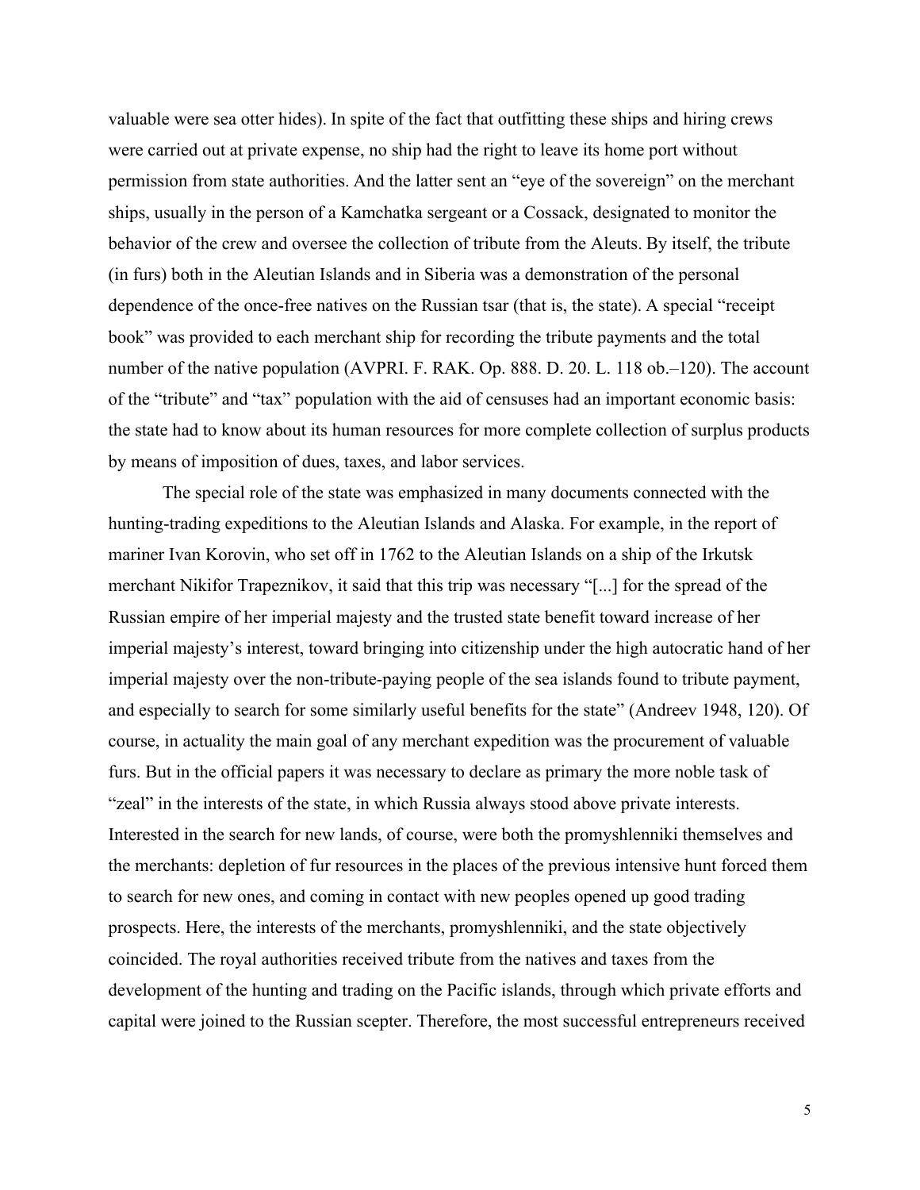valuable were sea otter hides). In spite of the fact that outfitting these ships and hiring crews were carried out at private expense, no ship had the right to leave its home port without permission from state authorities. And the latter sent an "eye of the sovereign" on the merchant ships, usually in the person of a Kamchatka sergeant or a Cossack, designated to monitor the behavior of the crew and oversee the collection of tribute from the Aleuts. By itself, the tribute (in furs) both in the Aleutian Islands and in Siberia was a demonstration of the personal dependence of the once-free natives on the Russian tsar (that is, the state). A special "receipt book" was provided to each merchant ship for recording the tribute payments and the total number of the native population (AVPRI. F. RAK. Op. 888. D. 20. L. 118 ob.–120). The account of the "tribute" and "tax" population with the aid of censuses had an important economic basis: the state had to know about its human resources for more complete collection of surplus products by means of imposition of dues, taxes, and labor services.

The special role of the state was emphasized in many documents connected with the hunting-trading expeditions to the Aleutian Islands and Alaska. For example, in the report of mariner Ivan Korovin, who set off in 1762 to the Aleutian Islands on a ship of the Irkutsk merchant Nikifor Trapeznikov, it said that this trip was necessary "[...] for the spread of the Russian empire of her imperial majesty and the trusted state benefit toward increase of her imperial majesty's interest, toward bringing into citizenship under the high autocratic hand of her imperial majesty over the non-tribute-paying people of the sea islands found to tribute payment, and especially to search for some similarly useful benefits for the state" (Andreev 1948, 120). Of course, in actuality the main goal of any merchant expedition was the procurement of valuable furs. But in the official papers it was necessary to declare as primary the more noble task of "zeal" in the interests of the state, in which Russia always stood above private interests. Interested in the search for new lands, of course, were both the promyshlenniki themselves and the merchants: depletion of fur resources in the places of the previous intensive hunt forced them to search for new ones, and coming in contact with new peoples opened up good trading prospects. Here, the interests of the merchants, promyshlenniki, and the state objectively coincided. The royal authorities received tribute from the natives and taxes from the development of the hunting and trading on the Pacific islands, through which private efforts and capital were joined to the Russian scepter. Therefore, the most successful entrepreneurs received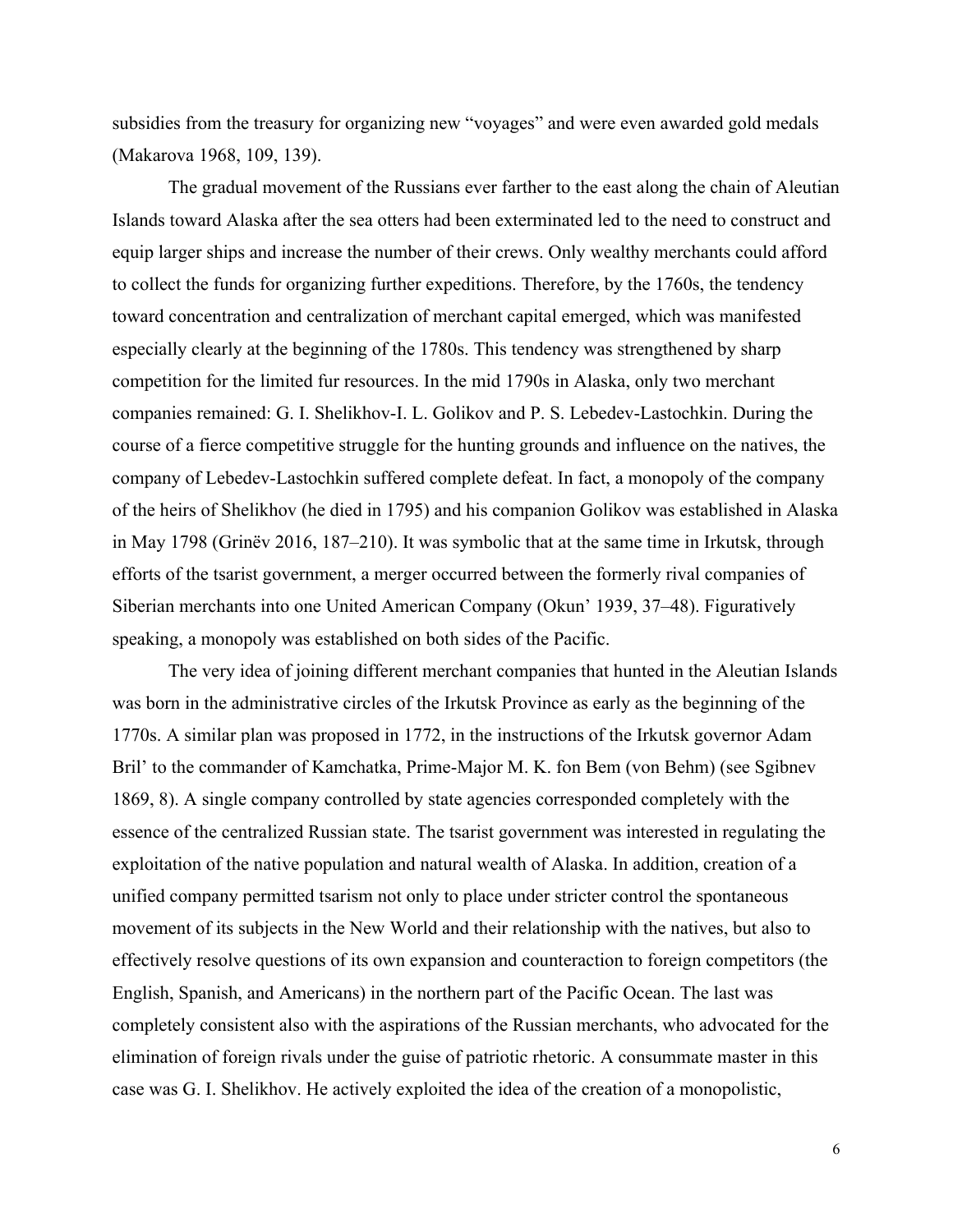subsidies from the treasury for organizing new "voyages" and were even awarded gold medals (Makarova 1968, 109, 139).

The gradual movement of the Russians ever farther to the east along the chain of Aleutian Islands toward Alaska after the sea otters had been exterminated led to the need to construct and equip larger ships and increase the number of their crews. Only wealthy merchants could afford to collect the funds for organizing further expeditions. Therefore, by the 1760s, the tendency toward concentration and centralization of merchant capital emerged, which was manifested especially clearly at the beginning of the 1780s. This tendency was strengthened by sharp competition for the limited fur resources. In the mid 1790s in Alaska, only two merchant companies remained: G. I. Shelikhov-I. L. Golikov and P. S. Lebedev-Lastochkin. During the course of a fierce competitive struggle for the hunting grounds and influence on the natives, the company of Lebedev-Lastochkin suffered complete defeat. In fact, a monopoly of the company of the heirs of Shelikhov (he died in 1795) and his companion Golikov was established in Alaska in May 1798 (Grinëv 2016, 187–210). It was symbolic that at the same time in Irkutsk, through efforts of the tsarist government, a merger occurred between the formerly rival companies of Siberian merchants into one United American Company (Okun' 1939, 37–48). Figuratively speaking, a monopoly was established on both sides of the Pacific.

The very idea of joining different merchant companies that hunted in the Aleutian Islands was born in the administrative circles of the Irkutsk Province as early as the beginning of the 1770s. A similar plan was proposed in 1772, in the instructions of the Irkutsk governor Adam Bril' to the commander of Kamchatka, Prime-Major M. K. fon Bem (von Behm) (see Sgibnev 1869, 8). A single company controlled by state agencies corresponded completely with the essence of the centralized Russian state. The tsarist government was interested in regulating the exploitation of the native population and natural wealth of Alaska. In addition, creation of a unified company permitted tsarism not only to place under stricter control the spontaneous movement of its subjects in the New World and their relationship with the natives, but also to effectively resolve questions of its own expansion and counteraction to foreign competitors (the English, Spanish, and Americans) in the northern part of the Pacific Ocean. The last was completely consistent also with the aspirations of the Russian merchants, who advocated for the elimination of foreign rivals under the guise of patriotic rhetoric. A consummate master in this case was G. I. Shelikhov. He actively exploited the idea of the creation of a monopolistic,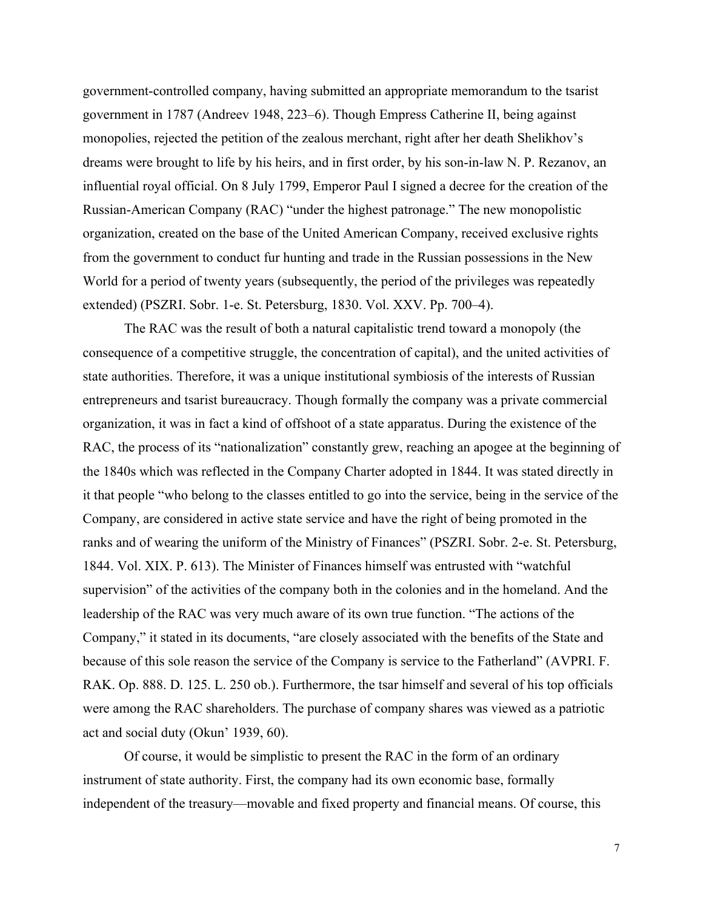government-controlled company, having submitted an appropriate memorandum to the tsarist government in 1787 (Andreev 1948, 223–6). Though Empress Catherine II, being against monopolies, rejected the petition of the zealous merchant, right after her death Shelikhov's dreams were brought to life by his heirs, and in first order, by his son-in-law N. P. Rezanov, an influential royal official. On 8 July 1799, Emperor Paul I signed a decree for the creation of the Russian-American Company (RAC) "under the highest patronage." The new monopolistic organization, created on the base of the United American Company, received exclusive rights from the government to conduct fur hunting and trade in the Russian possessions in the New World for a period of twenty years (subsequently, the period of the privileges was repeatedly extended) (PSZRI. Sobr. 1-e. St. Petersburg, 1830. Vol. XXV. Pp. 700–4).

The RAC was the result of both a natural capitalistic trend toward a monopoly (the consequence of a competitive struggle, the concentration of capital), and the united activities of state authorities. Therefore, it was a unique institutional symbiosis of the interests of Russian entrepreneurs and tsarist bureaucracy. Though formally the company was a private commercial organization, it was in fact a kind of offshoot of a state apparatus. During the existence of the RAC, the process of its "nationalization" constantly grew, reaching an apogee at the beginning of the 1840s which was reflected in the Company Charter adopted in 1844. It was stated directly in it that people "who belong to the classes entitled to go into the service, being in the service of the Company, are considered in active state service and have the right of being promoted in the ranks and of wearing the uniform of the Ministry of Finances" (PSZRI. Sobr. 2-e. St. Petersburg, 1844. Vol. XIX. P. 613). The Minister of Finances himself was entrusted with "watchful supervision" of the activities of the company both in the colonies and in the homeland. And the leadership of the RAC was very much aware of its own true function. "The actions of the Company," it stated in its documents, "are closely associated with the benefits of the State and because of this sole reason the service of the Company is service to the Fatherland" (AVPRI. F. RAK. Op. 888. D. 125. L. 250 ob.). Furthermore, the tsar himself and several of his top officials were among the RAC shareholders. The purchase of company shares was viewed as a patriotic act and social duty (Okun' 1939, 60).

Of course, it would be simplistic to present the RAC in the form of an ordinary instrument of state authority. First, the company had its own economic base, formally independent of the treasury—movable and fixed property and financial means. Of course, this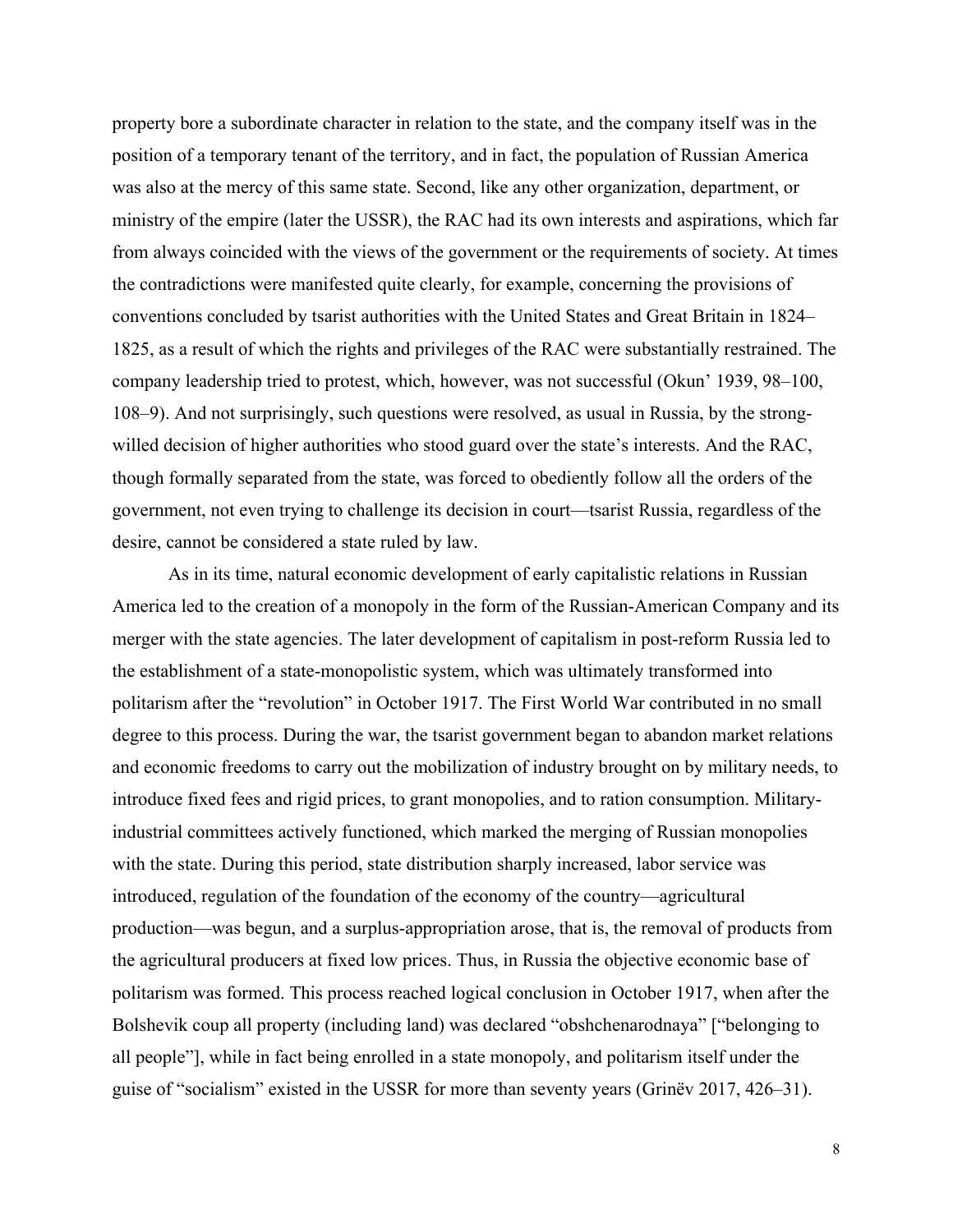property bore a subordinate character in relation to the state, and the company itself was in the position of a temporary tenant of the territory, and in fact, the population of Russian America was also at the mercy of this same state. Second, like any other organization, department, or ministry of the empire (later the USSR), the RAC had its own interests and aspirations, which far from always coincided with the views of the government or the requirements of society. At times the contradictions were manifested quite clearly, for example, concerning the provisions of conventions concluded by tsarist authorities with the United States and Great Britain in 1824–1825, as a result of which the rights and privileges of the RAC were substantially restrained. The company leadership tried to protest, which, however, was not successful (Okun' 1939, 98–100, 108–9). And not surprisingly, such questions were resolved, as usual in Russia, by the strong-willed decision of higher authorities who stood guard over the state's interests. And the RAC, though formally separated from the state, was forced to obediently follow all the orders of the government, not even trying to challenge its decision in court—tsarist Russia, regardless of the desire, cannot be considered a state ruled by law.

As in its time, natural economic development of early capitalistic relations in Russian America led to the creation of a monopoly in the form of the Russian-American Company and its merger with the state agencies. The later development of capitalism in post-reform Russia led to the establishment of a state-monopolistic system, which was ultimately transformed into politarism after the "revolution" in October 1917. The First World War contributed in no small degree to this process. During the war, the tsarist government began to abandon market relations and economic freedoms to carry out the mobilization of industry brought on by military needs, to introduce fixed fees and rigid prices, to grant monopolies, and to ration consumption. Military-industrial committees actively functioned, which marked the merging of Russian monopolies with the state. During this period, state distribution sharply increased, labor service was introduced, regulation of the foundation of the economy of the country—agricultural production—was begun, and a surplus-appropriation arose, that is, the removal of products from the agricultural producers at fixed low prices. Thus, in Russia the objective economic base of politarism was formed. This process reached logical conclusion in October 1917, when after the Bolshevik coup all property (including land) was declared "obshchenarodnaya" ["belonging to all people"], while in fact being enrolled in a state monopoly, and politarism itself under the guise of "socialism" existed in the USSR for more than seventy years (Grinëv 2017, 426–31).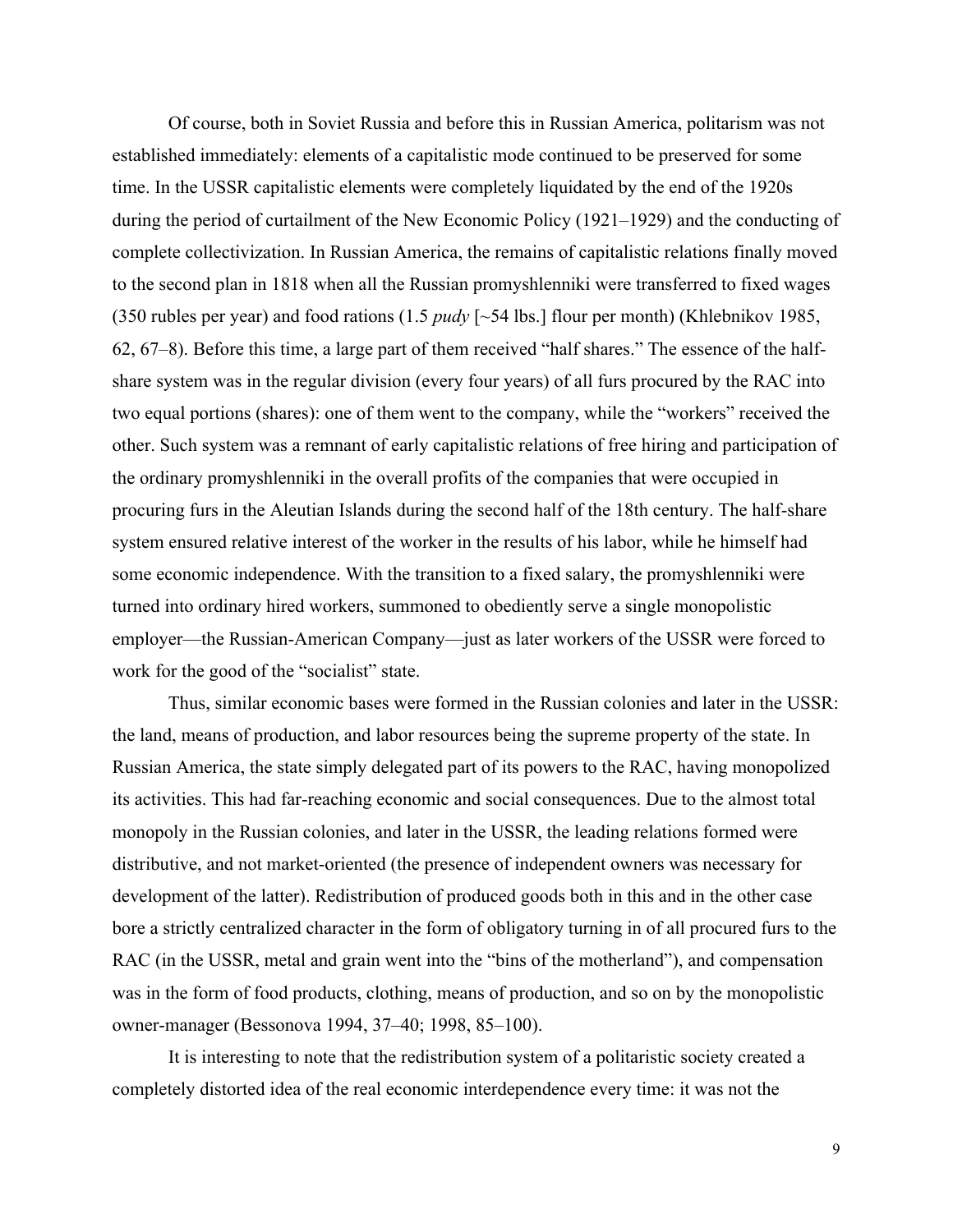Of course, both in Soviet Russia and before this in Russian America, politarism was not established immediately: elements of a capitalistic mode continued to be preserved for some time. In the USSR capitalistic elements were completely liquidated by the end of the 1920s during the period of curtailment of the New Economic Policy (1921–1929) and the conducting of complete collectivization. In Russian America, the remains of capitalistic relations finally moved to the second plan in 1818 when all the Russian promyshlenniki were transferred to fixed wages (350 rubles per year) and food rations (1.5 *pudy* [~54 lbs.] flour per month) (Khlebnikov 1985, 62, 67–8). Before this time, a large part of them received "half shares." The essence of the half-share system was in the regular division (every four years) of all furs procured by the RAC into two equal portions (shares): one of them went to the company, while the "workers" received the other. Such system was a remnant of early capitalistic relations of free hiring and participation of the ordinary promyshlenniki in the overall profits of the companies that were occupied in procuring furs in the Aleutian Islands during the second half of the 18th century. The half-share system ensured relative interest of the worker in the results of his labor, while he himself had some economic independence. With the transition to a fixed salary, the promyshlenniki were turned into ordinary hired workers, summoned to obediently serve a single monopolistic employer—the Russian-American Company—just as later workers of the USSR were forced to work for the good of the "socialist" state.

Thus, similar economic bases were formed in the Russian colonies and later in the USSR: the land, means of production, and labor resources being the supreme property of the state. In Russian America, the state simply delegated part of its powers to the RAC, having monopolized its activities. This had far-reaching economic and social consequences. Due to the almost total monopoly in the Russian colonies, and later in the USSR, the leading relations formed were distributive, and not market-oriented (the presence of independent owners was necessary for development of the latter). Redistribution of produced goods both in this and in the other case bore a strictly centralized character in the form of obligatory turning in of all procured furs to the RAC (in the USSR, metal and grain went into the "bins of the motherland"), and compensation was in the form of food products, clothing, means of production, and so on by the monopolistic owner-manager (Bessonova 1994, 37–40; 1998, 85–100).

It is interesting to note that the redistribution system of a politaristic society created a completely distorted idea of the real economic interdependence every time: it was not the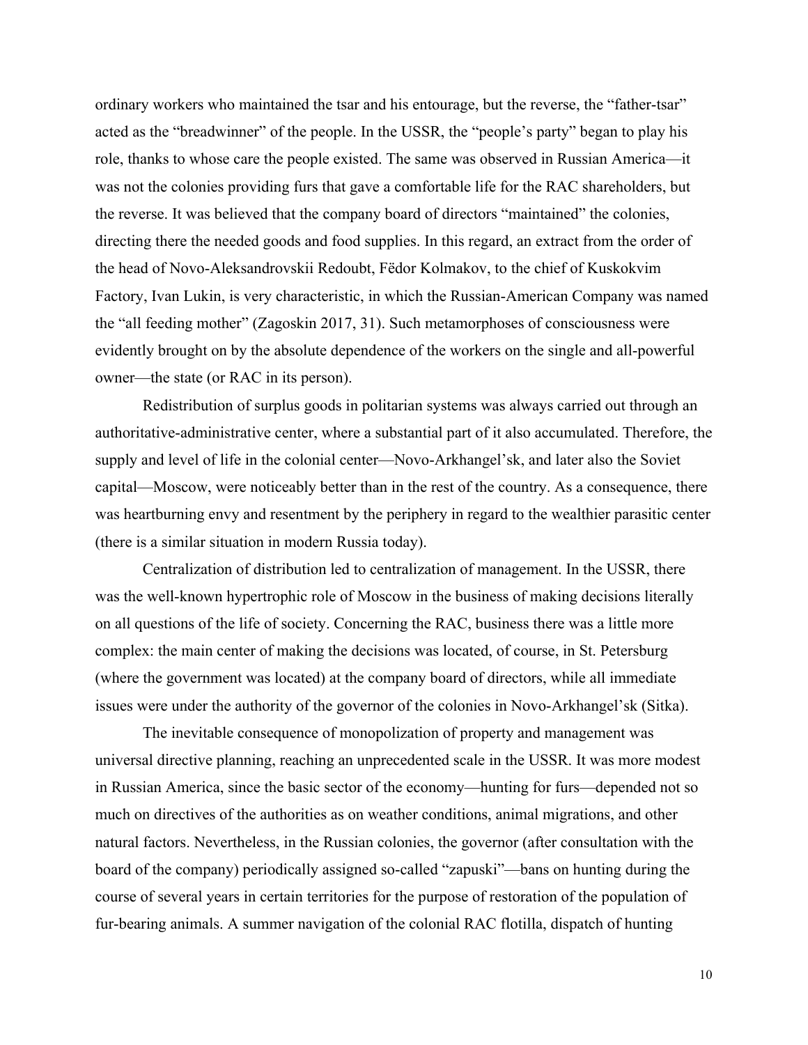ordinary workers who maintained the tsar and his entourage, but the reverse, the "father-tsar" acted as the "breadwinner" of the people. In the USSR, the "people's party" began to play his role, thanks to whose care the people existed. The same was observed in Russian America—it was not the colonies providing furs that gave a comfortable life for the RAC shareholders, but the reverse. It was believed that the company board of directors "maintained" the colonies, directing there the needed goods and food supplies. In this regard, an extract from the order of the head of Novo-Aleksandrovskii Redoubt, Fëdor Kolmakov, to the chief of Kuskokvim Factory, Ivan Lukin, is very characteristic, in which the Russian-American Company was named the "all feeding mother" (Zagoskin 2017, 31). Such metamorphoses of consciousness were evidently brought on by the absolute dependence of the workers on the single and all-powerful owner—the state (or RAC in its person).

Redistribution of surplus goods in politarian systems was always carried out through an authoritative-administrative center, where a substantial part of it also accumulated. Therefore, the supply and level of life in the colonial center—Novo-Arkhangel'sk, and later also the Soviet capital—Moscow, were noticeably better than in the rest of the country. As a consequence, there was heartburning envy and resentment by the periphery in regard to the wealthier parasitic center (there is a similar situation in modern Russia today).

Centralization of distribution led to centralization of management. In the USSR, there was the well-known hypertrophic role of Moscow in the business of making decisions literally on all questions of the life of society. Concerning the RAC, business there was a little more complex: the main center of making the decisions was located, of course, in St. Petersburg (where the government was located) at the company board of directors, while all immediate issues were under the authority of the governor of the colonies in Novo-Arkhangel'sk (Sitka).

The inevitable consequence of monopolization of property and management was universal directive planning, reaching an unprecedented scale in the USSR. It was more modest in Russian America, since the basic sector of the economy—hunting for furs—depended not so much on directives of the authorities as on weather conditions, animal migrations, and other natural factors. Nevertheless, in the Russian colonies, the governor (after consultation with the board of the company) periodically assigned so-called "zapuski"—bans on hunting during the course of several years in certain territories for the purpose of restoration of the population of fur-bearing animals. A summer navigation of the colonial RAC flotilla, dispatch of hunting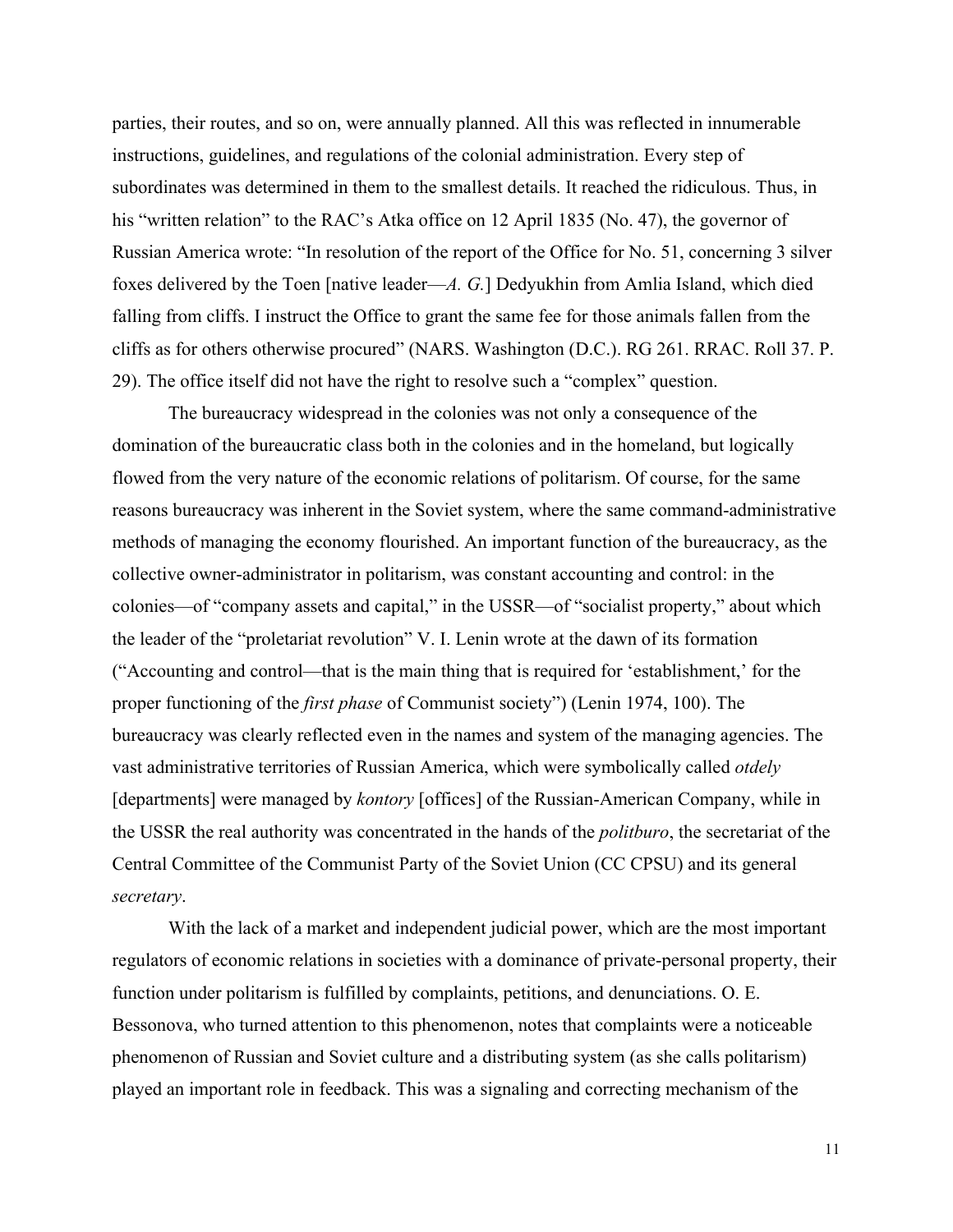parties, their routes, and so on, were annually planned. All this was reflected in innumerable instructions, guidelines, and regulations of the colonial administration. Every step of subordinates was determined in them to the smallest details. It reached the ridiculous. Thus, in his "written relation" to the RAC's Atka office on 12 April 1835 (No. 47), the governor of Russian America wrote: "In resolution of the report of the Office for No. 51, concerning 3 silver foxes delivered by the Toen [native leader—*A. G.*] Dedyukhin from Amlia Island, which died falling from cliffs. I instruct the Office to grant the same fee for those animals fallen from the cliffs as for others otherwise procured" (NARS. Washington (D.C.). RG 261. RRAC. Roll 37. P. 29). The office itself did not have the right to resolve such a "complex" question.

The bureaucracy widespread in the colonies was not only a consequence of the domination of the bureaucratic class both in the colonies and in the homeland, but logically flowed from the very nature of the economic relations of politarism. Of course, for the same reasons bureaucracy was inherent in the Soviet system, where the same command-administrative methods of managing the economy flourished. An important function of the bureaucracy, as the collective owner-administrator in politarism, was constant accounting and control: in the colonies—of "company assets and capital," in the USSR—of "socialist property," about which the leader of the "proletariat revolution" V. I. Lenin wrote at the dawn of its formation ("Accounting and control—that is the main thing that is required for 'establishment,' for the proper functioning of the *first phase* of Communist society") (Lenin 1974, 100). The bureaucracy was clearly reflected even in the names and system of the managing agencies. The vast administrative territories of Russian America, which were symbolically called *otdely* [departments] were managed by *kontory* [offices] of the Russian-American Company, while in the USSR the real authority was concentrated in the hands of the *politburo*, the secretariat of the Central Committee of the Communist Party of the Soviet Union (CC CPSU) and its general *secretary*.

With the lack of a market and independent judicial power, which are the most important regulators of economic relations in societies with a dominance of private-personal property, their function under politarism is fulfilled by complaints, petitions, and denunciations. O. E. Bessonova, who turned attention to this phenomenon, notes that complaints were a noticeable phenomenon of Russian and Soviet culture and a distributing system (as she calls politarism) played an important role in feedback. This was a signaling and correcting mechanism of the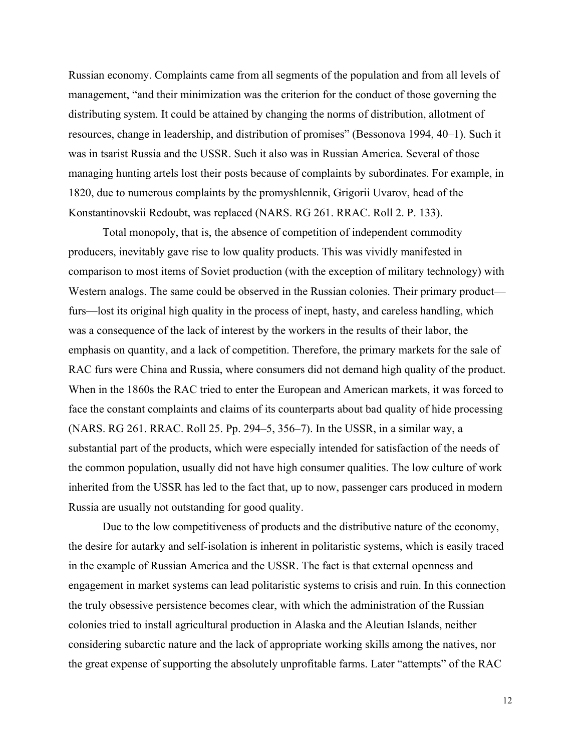Russian economy. Complaints came from all segments of the population and from all levels of management, “and their minimization was the criterion for the conduct of those governing the distributing system. It could be attained by changing the norms of distribution, allotment of resources, change in leadership, and distribution of promises” (Bessonova 1994, 40–1). Such it was in tsarist Russia and the USSR. Such it also was in Russian America. Several of those managing hunting artels lost their posts because of complaints by subordinates. For example, in 1820, due to numerous complaints by the promyshlennik, Grigorii Uvarov, head of the Konstantinovskii Redoubt, was replaced (NARS. RG 261. RRAC. Roll 2. P. 133).

Total monopoly, that is, the absence of competition of independent commodity producers, inevitably gave rise to low quality products. This was vividly manifested in comparison to most items of Soviet production (with the exception of military technology) with Western analogs. The same could be observed in the Russian colonies. Their primary product—furs—lost its original high quality in the process of inept, hasty, and careless handling, which was a consequence of the lack of interest by the workers in the results of their labor, the emphasis on quantity, and a lack of competition. Therefore, the primary markets for the sale of RAC furs were China and Russia, where consumers did not demand high quality of the product. When in the 1860s the RAC tried to enter the European and American markets, it was forced to face the constant complaints and claims of its counterparts about bad quality of hide processing (NARS. RG 261. RRAC. Roll 25. Pp. 294–5, 356–7). In the USSR, in a similar way, a substantial part of the products, which were especially intended for satisfaction of the needs of the common population, usually did not have high consumer qualities. The low culture of work inherited from the USSR has led to the fact that, up to now, passenger cars produced in modern Russia are usually not outstanding for good quality.

Due to the low competitiveness of products and the distributive nature of the economy, the desire for autarky and self-isolation is inherent in politaristic systems, which is easily traced in the example of Russian America and the USSR. The fact is that external openness and engagement in market systems can lead politaristic systems to crisis and ruin. In this connection the truly obsessive persistence becomes clear, with which the administration of the Russian colonies tried to install agricultural production in Alaska and the Aleutian Islands, neither considering subarctic nature and the lack of appropriate working skills among the natives, nor the great expense of supporting the absolutely unprofitable farms. Later “attempts” of the RAC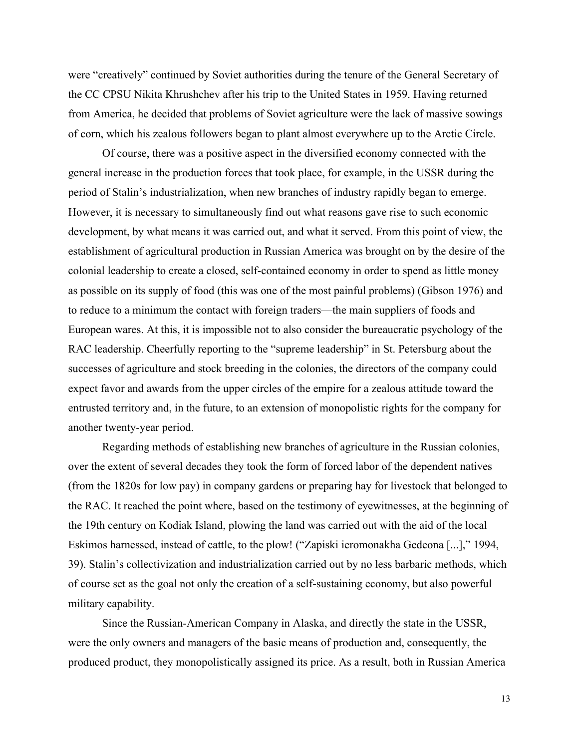were "creatively" continued by Soviet authorities during the tenure of the General Secretary of the CC CPSU Nikita Khrushchev after his trip to the United States in 1959. Having returned from America, he decided that problems of Soviet agriculture were the lack of massive sowings of corn, which his zealous followers began to plant almost everywhere up to the Arctic Circle.

Of course, there was a positive aspect in the diversified economy connected with the general increase in the production forces that took place, for example, in the USSR during the period of Stalin's industrialization, when new branches of industry rapidly began to emerge. However, it is necessary to simultaneously find out what reasons gave rise to such economic development, by what means it was carried out, and what it served. From this point of view, the establishment of agricultural production in Russian America was brought on by the desire of the colonial leadership to create a closed, self-contained economy in order to spend as little money as possible on its supply of food (this was one of the most painful problems) (Gibson 1976) and to reduce to a minimum the contact with foreign traders—the main suppliers of foods and European wares. At this, it is impossible not to also consider the bureaucratic psychology of the RAC leadership. Cheerfully reporting to the "supreme leadership" in St. Petersburg about the successes of agriculture and stock breeding in the colonies, the directors of the company could expect favor and awards from the upper circles of the empire for a zealous attitude toward the entrusted territory and, in the future, to an extension of monopolistic rights for the company for another twenty-year period.

Regarding methods of establishing new branches of agriculture in the Russian colonies, over the extent of several decades they took the form of forced labor of the dependent natives (from the 1820s for low pay) in company gardens or preparing hay for livestock that belonged to the RAC. It reached the point where, based on the testimony of eyewitnesses, at the beginning of the 19th century on Kodiak Island, plowing the land was carried out with the aid of the local Eskimos harnessed, instead of cattle, to the plow! ("Zapiski ieromonakha Gedeona [...]," 1994, 39). Stalin's collectivization and industrialization carried out by no less barbaric methods, which of course set as the goal not only the creation of a self-sustaining economy, but also powerful military capability.

Since the Russian-American Company in Alaska, and directly the state in the USSR, were the only owners and managers of the basic means of production and, consequently, the produced product, they monopolistically assigned its price. As a result, both in Russian America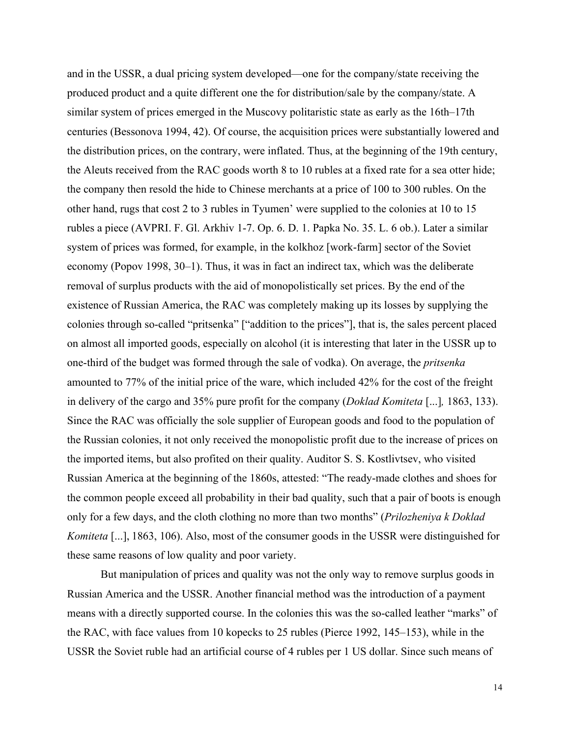and in the USSR, a dual pricing system developed—one for the company/state receiving the produced product and a quite different one the for distribution/sale by the company/state. A similar system of prices emerged in the Muscovy politaristic state as early as the 16th–17th centuries (Bessonova 1994, 42). Of course, the acquisition prices were substantially lowered and the distribution prices, on the contrary, were inflated. Thus, at the beginning of the 19th century, the Aleuts received from the RAC goods worth 8 to 10 rubles at a fixed rate for a sea otter hide; the company then resold the hide to Chinese merchants at a price of 100 to 300 rubles. On the other hand, rugs that cost 2 to 3 rubles in Tyumen' were supplied to the colonies at 10 to 15 rubles a piece (AVPRI. F. Gl. Arkhiv 1-7. Op. 6. D. 1. Papka No. 35. L. 6 ob.). Later a similar system of prices was formed, for example, in the kolkhoz [work-farm] sector of the Soviet economy (Popov 1998, 30–1). Thus, it was in fact an indirect tax, which was the deliberate removal of surplus products with the aid of monopolistically set prices. By the end of the existence of Russian America, the RAC was completely making up its losses by supplying the colonies through so-called "pritsenka" ["addition to the prices"], that is, the sales percent placed on almost all imported goods, especially on alcohol (it is interesting that later in the USSR up to one-third of the budget was formed through the sale of vodka). On average, the *pritsenka* amounted to 77% of the initial price of the ware, which included 42% for the cost of the freight in delivery of the cargo and 35% pure profit for the company (*Doklad Komiteta* [...]*,* 1863, 133). Since the RAC was officially the sole supplier of European goods and food to the population of the Russian colonies, it not only received the monopolistic profit due to the increase of prices on the imported items, but also profited on their quality. Auditor S. S. Kostlivtsev, who visited Russian America at the beginning of the 1860s, attested: "The ready-made clothes and shoes for the common people exceed all probability in their bad quality, such that a pair of boots is enough only for a few days, and the cloth clothing no more than two months" (*Prilozheniya k Doklad Komiteta* [...], 1863, 106). Also, most of the consumer goods in the USSR were distinguished for these same reasons of low quality and poor variety.

But manipulation of prices and quality was not the only way to remove surplus goods in Russian America and the USSR. Another financial method was the introduction of a payment means with a directly supported course. In the colonies this was the so-called leather "marks" of the RAC, with face values from 10 kopecks to 25 rubles (Pierce 1992, 145–153), while in the USSR the Soviet ruble had an artificial course of 4 rubles per 1 US dollar. Since such means of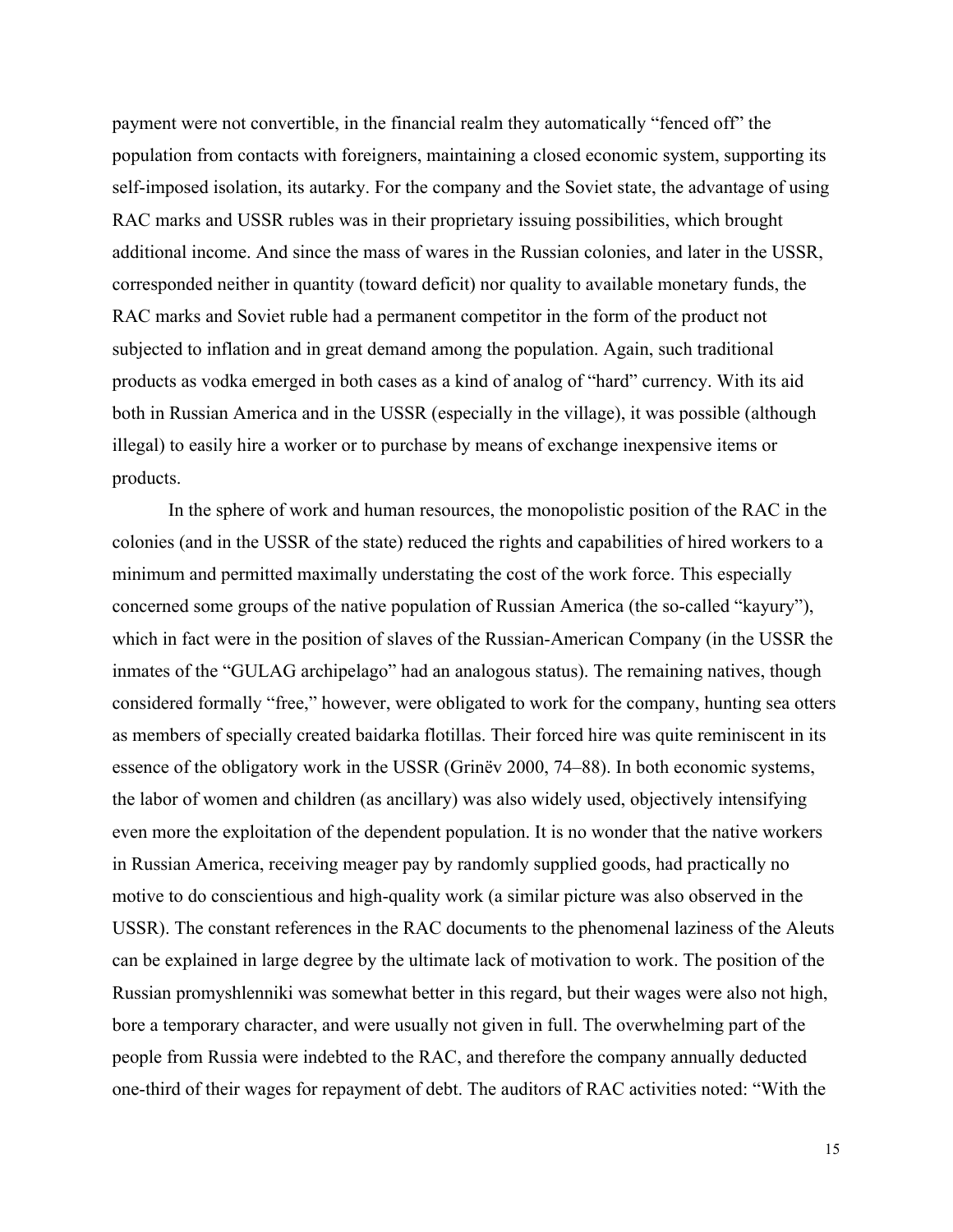payment were not convertible, in the financial realm they automatically "fenced off" the population from contacts with foreigners, maintaining a closed economic system, supporting its self-imposed isolation, its autarky. For the company and the Soviet state, the advantage of using RAC marks and USSR rubles was in their proprietary issuing possibilities, which brought additional income. And since the mass of wares in the Russian colonies, and later in the USSR, corresponded neither in quantity (toward deficit) nor quality to available monetary funds, the RAC marks and Soviet ruble had a permanent competitor in the form of the product not subjected to inflation and in great demand among the population. Again, such traditional products as vodka emerged in both cases as a kind of analog of "hard" currency. With its aid both in Russian America and in the USSR (especially in the village), it was possible (although illegal) to easily hire a worker or to purchase by means of exchange inexpensive items or products.

In the sphere of work and human resources, the monopolistic position of the RAC in the colonies (and in the USSR of the state) reduced the rights and capabilities of hired workers to a minimum and permitted maximally understating the cost of the work force. This especially concerned some groups of the native population of Russian America (the so-called "kayury"), which in fact were in the position of slaves of the Russian-American Company (in the USSR the inmates of the "GULAG archipelago" had an analogous status). The remaining natives, though considered formally "free," however, were obligated to work for the company, hunting sea otters as members of specially created baidarka flotillas. Their forced hire was quite reminiscent in its essence of the obligatory work in the USSR (Grinëv 2000, 74–88). In both economic systems, the labor of women and children (as ancillary) was also widely used, objectively intensifying even more the exploitation of the dependent population. It is no wonder that the native workers in Russian America, receiving meager pay by randomly supplied goods, had practically no motive to do conscientious and high-quality work (a similar picture was also observed in the USSR). The constant references in the RAC documents to the phenomenal laziness of the Aleuts can be explained in large degree by the ultimate lack of motivation to work. The position of the Russian promyshlenniki was somewhat better in this regard, but their wages were also not high, bore a temporary character, and were usually not given in full. The overwhelming part of the people from Russia were indebted to the RAC, and therefore the company annually deducted one-third of their wages for repayment of debt. The auditors of RAC activities noted: "With the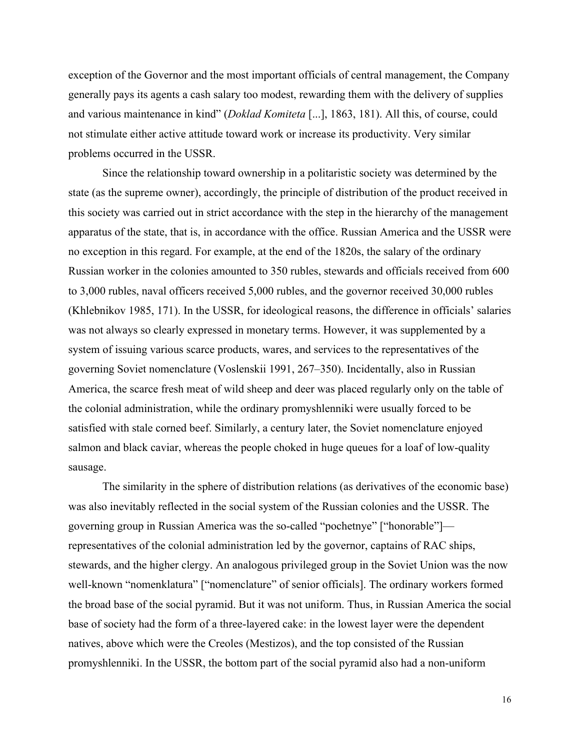exception of the Governor and the most important officials of central management, the Company generally pays its agents a cash salary too modest, rewarding them with the delivery of supplies and various maintenance in kind" (*Doklad Komiteta* [...], 1863, 181). All this, of course, could not stimulate either active attitude toward work or increase its productivity. Very similar problems occurred in the USSR.

Since the relationship toward ownership in a politaristic society was determined by the state (as the supreme owner), accordingly, the principle of distribution of the product received in this society was carried out in strict accordance with the step in the hierarchy of the management apparatus of the state, that is, in accordance with the office. Russian America and the USSR were no exception in this regard. For example, at the end of the 1820s, the salary of the ordinary Russian worker in the colonies amounted to 350 rubles, stewards and officials received from 600 to 3,000 rubles, naval officers received 5,000 rubles, and the governor received 30,000 rubles (Khlebnikov 1985, 171). In the USSR, for ideological reasons, the difference in officials' salaries was not always so clearly expressed in monetary terms. However, it was supplemented by a system of issuing various scarce products, wares, and services to the representatives of the governing Soviet nomenclature (Voslenskii 1991, 267–350). Incidentally, also in Russian America, the scarce fresh meat of wild sheep and deer was placed regularly only on the table of the colonial administration, while the ordinary promyshlenniki were usually forced to be satisfied with stale corned beef. Similarly, a century later, the Soviet nomenclature enjoyed salmon and black caviar, whereas the people choked in huge queues for a loaf of low-quality sausage.

The similarity in the sphere of distribution relations (as derivatives of the economic base) was also inevitably reflected in the social system of the Russian colonies and the USSR. The governing group in Russian America was the so-called "pochetnye" ["honorable"]—representatives of the colonial administration led by the governor, captains of RAC ships, stewards, and the higher clergy. An analogous privileged group in the Soviet Union was the now well-known "nomenklatura" ["nomenclature" of senior officials]. The ordinary workers formed the broad base of the social pyramid. But it was not uniform. Thus, in Russian America the social base of society had the form of a three-layered cake: in the lowest layer were the dependent natives, above which were the Creoles (Mestizos), and the top consisted of the Russian promyshlenniki. In the USSR, the bottom part of the social pyramid also had a non-uniform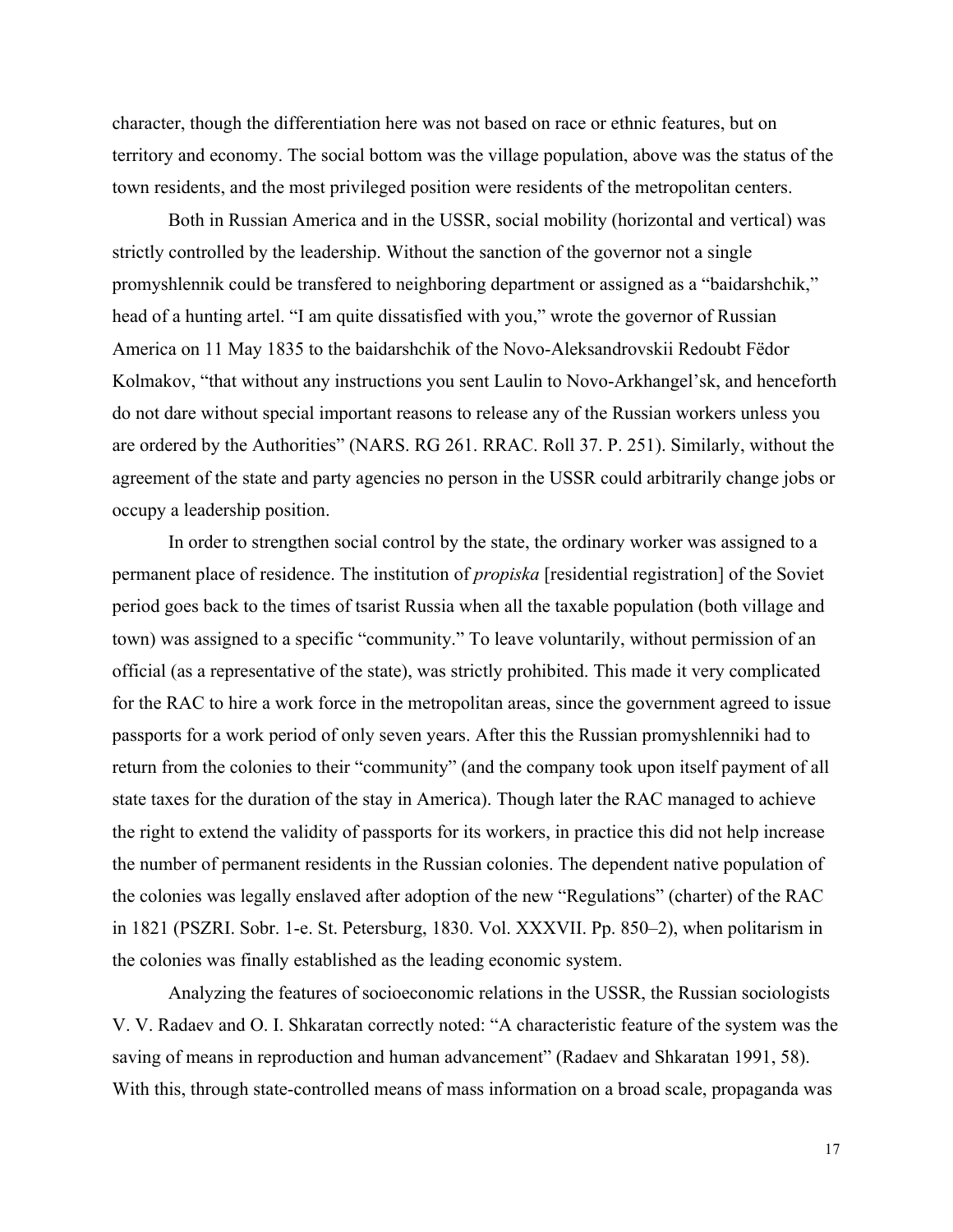character, though the differentiation here was not based on race or ethnic features, but on territory and economy. The social bottom was the village population, above was the status of the town residents, and the most privileged position were residents of the metropolitan centers.

Both in Russian America and in the USSR, social mobility (horizontal and vertical) was strictly controlled by the leadership. Without the sanction of the governor not a single promyshlennik could be transfered to neighboring department or assigned as a "baidarshchik," head of a hunting artel. "I am quite dissatisfied with you," wrote the governor of Russian America on 11 May 1835 to the baidarshchik of the Novo-Aleksandrovskii Redoubt Fëdor Kolmakov, "that without any instructions you sent Laulin to Novo-Arkhangel'sk, and henceforth do not dare without special important reasons to release any of the Russian workers unless you are ordered by the Authorities" (NARS. RG 261. RRAC. Roll 37. P. 251). Similarly, without the agreement of the state and party agencies no person in the USSR could arbitrarily change jobs or occupy a leadership position.

In order to strengthen social control by the state, the ordinary worker was assigned to a permanent place of residence. The institution of *propiska* [residential registration] of the Soviet period goes back to the times of tsarist Russia when all the taxable population (both village and town) was assigned to a specific "community." To leave voluntarily, without permission of an official (as a representative of the state), was strictly prohibited. This made it very complicated for the RAC to hire a work force in the metropolitan areas, since the government agreed to issue passports for a work period of only seven years. After this the Russian promyshlenniki had to return from the colonies to their "community" (and the company took upon itself payment of all state taxes for the duration of the stay in America). Though later the RAC managed to achieve the right to extend the validity of passports for its workers, in practice this did not help increase the number of permanent residents in the Russian colonies. The dependent native population of the colonies was legally enslaved after adoption of the new "Regulations" (charter) of the RAC in 1821 (PSZRI. Sobr. 1-e. St. Petersburg, 1830. Vol. XXXVII. Pp. 850–2), when politarism in the colonies was finally established as the leading economic system.

Analyzing the features of socioeconomic relations in the USSR, the Russian sociologists V. V. Radaev and O. I. Shkaratan correctly noted: "A characteristic feature of the system was the saving of means in reproduction and human advancement" (Radaev and Shkaratan 1991, 58). With this, through state-controlled means of mass information on a broad scale, propaganda was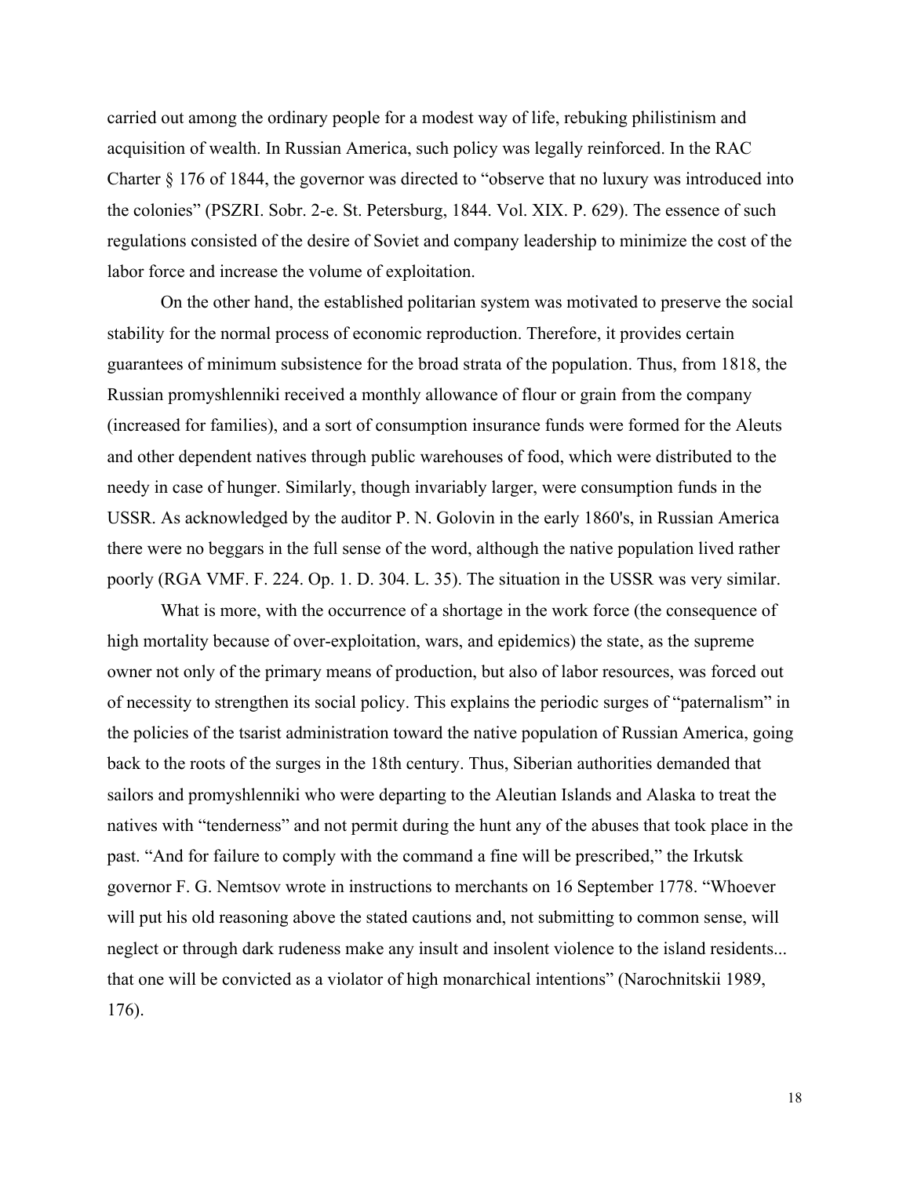carried out among the ordinary people for a modest way of life, rebuking philistinism and acquisition of wealth. In Russian America, such policy was legally reinforced. In the RAC Charter § 176 of 1844, the governor was directed to "observe that no luxury was introduced into the colonies" (PSZRI. Sobr. 2-e. St. Petersburg, 1844. Vol. XIX. P. 629). The essence of such regulations consisted of the desire of Soviet and company leadership to minimize the cost of the labor force and increase the volume of exploitation.

On the other hand, the established politarian system was motivated to preserve the social stability for the normal process of economic reproduction. Therefore, it provides certain guarantees of minimum subsistence for the broad strata of the population. Thus, from 1818, the Russian promyshlenniki received a monthly allowance of flour or grain from the company (increased for families), and a sort of consumption insurance funds were formed for the Aleuts and other dependent natives through public warehouses of food, which were distributed to the needy in case of hunger. Similarly, though invariably larger, were consumption funds in the USSR. As acknowledged by the auditor P. N. Golovin in the early 1860's, in Russian America there were no beggars in the full sense of the word, although the native population lived rather poorly (RGA VMF. F. 224. Op. 1. D. 304. L. 35). The situation in the USSR was very similar.

What is more, with the occurrence of a shortage in the work force (the consequence of high mortality because of over-exploitation, wars, and epidemics) the state, as the supreme owner not only of the primary means of production, but also of labor resources, was forced out of necessity to strengthen its social policy. This explains the periodic surges of "paternalism" in the policies of the tsarist administration toward the native population of Russian America, going back to the roots of the surges in the 18th century. Thus, Siberian authorities demanded that sailors and promyshlenniki who were departing to the Aleutian Islands and Alaska to treat the natives with "tenderness" and not permit during the hunt any of the abuses that took place in the past. "And for failure to comply with the command a fine will be prescribed," the Irkutsk governor F. G. Nemtsov wrote in instructions to merchants on 16 September 1778. "Whoever will put his old reasoning above the stated cautions and, not submitting to common sense, will neglect or through dark rudeness make any insult and insolent violence to the island residents... that one will be convicted as a violator of high monarchical intentions" (Narochnitskii 1989, 176).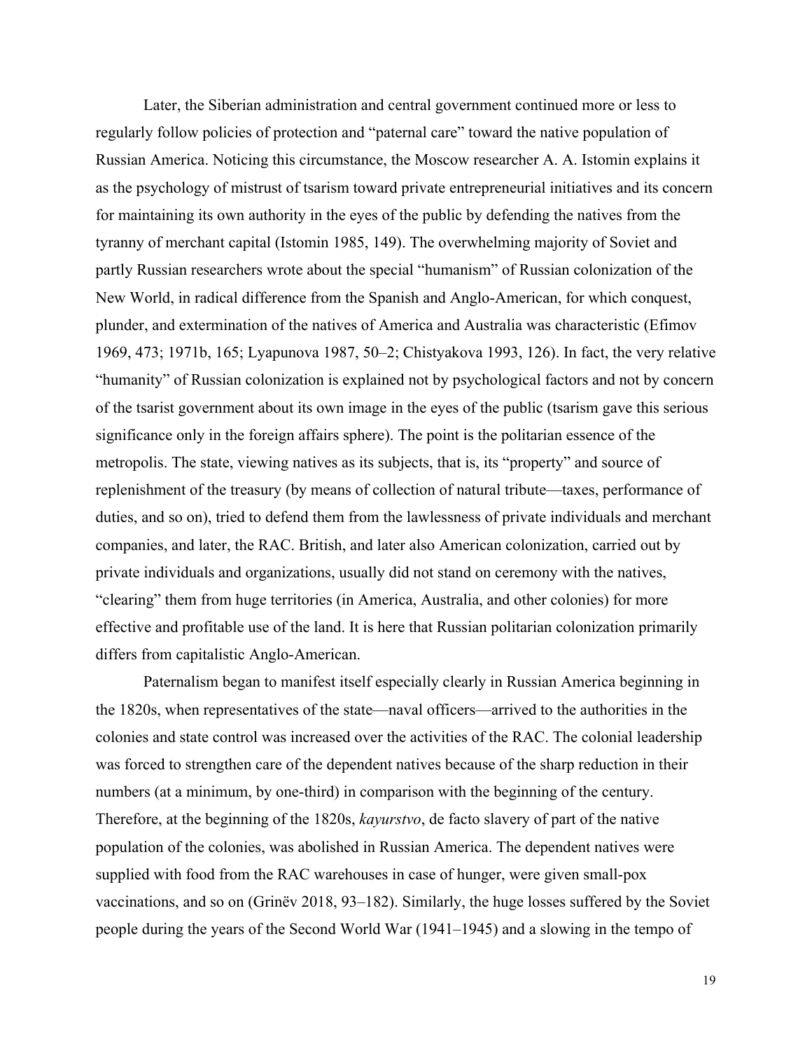Later, the Siberian administration and central government continued more or less to regularly follow policies of protection and "paternal care" toward the native population of Russian America. Noticing this circumstance, the Moscow researcher A. A. Istomin explains it as the psychology of mistrust of tsarism toward private entrepreneurial initiatives and its concern for maintaining its own authority in the eyes of the public by defending the natives from the tyranny of merchant capital (Istomin 1985, 149). The overwhelming majority of Soviet and partly Russian researchers wrote about the special "humanism" of Russian colonization of the New World, in radical difference from the Spanish and Anglo-American, for which conquest, plunder, and extermination of the natives of America and Australia was characteristic (Efimov 1969, 473; 1971b, 165; Lyapunova 1987, 50–2; Chistyakova 1993, 126). In fact, the very relative "humanity" of Russian colonization is explained not by psychological factors and not by concern of the tsarist government about its own image in the eyes of the public (tsarism gave this serious significance only in the foreign affairs sphere). The point is the politarian essence of the metropolis. The state, viewing natives as its subjects, that is, its "property" and source of replenishment of the treasury (by means of collection of natural tribute—taxes, performance of duties, and so on), tried to defend them from the lawlessness of private individuals and merchant companies, and later, the RAC. British, and later also American colonization, carried out by private individuals and organizations, usually did not stand on ceremony with the natives, "clearing" them from huge territories (in America, Australia, and other colonies) for more effective and profitable use of the land. It is here that Russian politarian colonization primarily differs from capitalistic Anglo-American.

Paternalism began to manifest itself especially clearly in Russian America beginning in the 1820s, when representatives of the state—naval officers—arrived to the authorities in the colonies and state control was increased over the activities of the RAC. The colonial leadership was forced to strengthen care of the dependent natives because of the sharp reduction in their numbers (at a minimum, by one-third) in comparison with the beginning of the century. Therefore, at the beginning of the 1820s, *kayurstvo*, de facto slavery of part of the native population of the colonies, was abolished in Russian America. The dependent natives were supplied with food from the RAC warehouses in case of hunger, were given small-pox vaccinations, and so on (Grinëv 2018, 93–182). Similarly, the huge losses suffered by the Soviet people during the years of the Second World War (1941–1945) and a slowing in the tempo of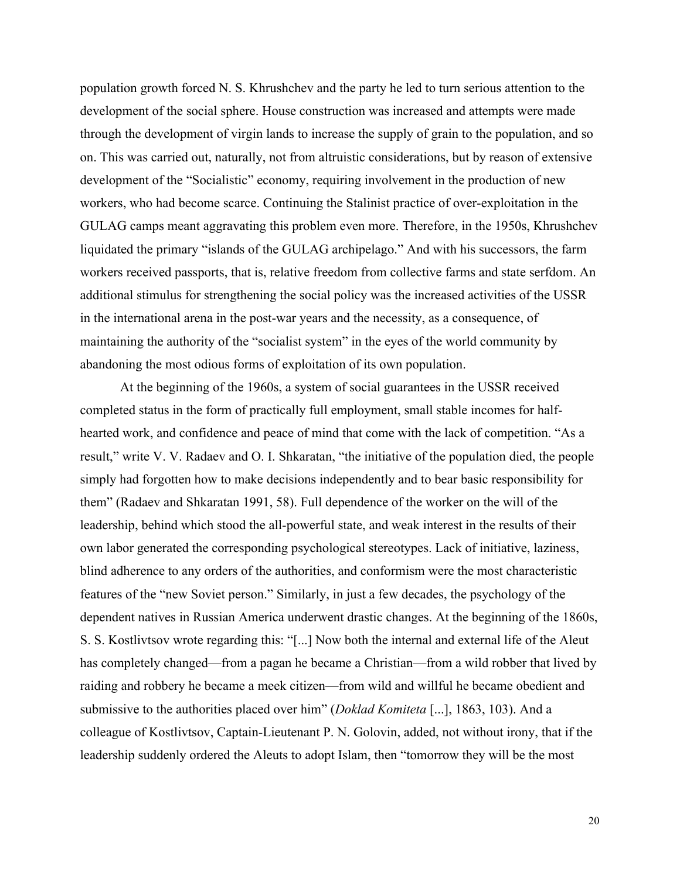population growth forced N. S. Khrushchev and the party he led to turn serious attention to the development of the social sphere. House construction was increased and attempts were made through the development of virgin lands to increase the supply of grain to the population, and so on. This was carried out, naturally, not from altruistic considerations, but by reason of extensive development of the "Socialistic" economy, requiring involvement in the production of new workers, who had become scarce. Continuing the Stalinist practice of over-exploitation in the GULAG camps meant aggravating this problem even more. Therefore, in the 1950s, Khrushchev liquidated the primary "islands of the GULAG archipelago." And with his successors, the farm workers received passports, that is, relative freedom from collective farms and state serfdom. An additional stimulus for strengthening the social policy was the increased activities of the USSR in the international arena in the post-war years and the necessity, as a consequence, of maintaining the authority of the "socialist system" in the eyes of the world community by abandoning the most odious forms of exploitation of its own population.

At the beginning of the 1960s, a system of social guarantees in the USSR received completed status in the form of practically full employment, small stable incomes for half-hearted work, and confidence and peace of mind that come with the lack of competition. "As a result," write V. V. Radaev and O. I. Shkaratan, "the initiative of the population died, the people simply had forgotten how to make decisions independently and to bear basic responsibility for them" (Radaev and Shkaratan 1991, 58). Full dependence of the worker on the will of the leadership, behind which stood the all-powerful state, and weak interest in the results of their own labor generated the corresponding psychological stereotypes. Lack of initiative, laziness, blind adherence to any orders of the authorities, and conformism were the most characteristic features of the "new Soviet person." Similarly, in just a few decades, the psychology of the dependent natives in Russian America underwent drastic changes. At the beginning of the 1860s, S. S. Kostlivtsov wrote regarding this: "[...] Now both the internal and external life of the Aleut has completely changed—from a pagan he became a Christian—from a wild robber that lived by raiding and robbery he became a meek citizen—from wild and willful he became obedient and submissive to the authorities placed over him" (*Doklad Komiteta* [...], 1863, 103). And a colleague of Kostlivtsov, Captain-Lieutenant P. N. Golovin, added, not without irony, that if the leadership suddenly ordered the Aleuts to adopt Islam, then "tomorrow they will be the most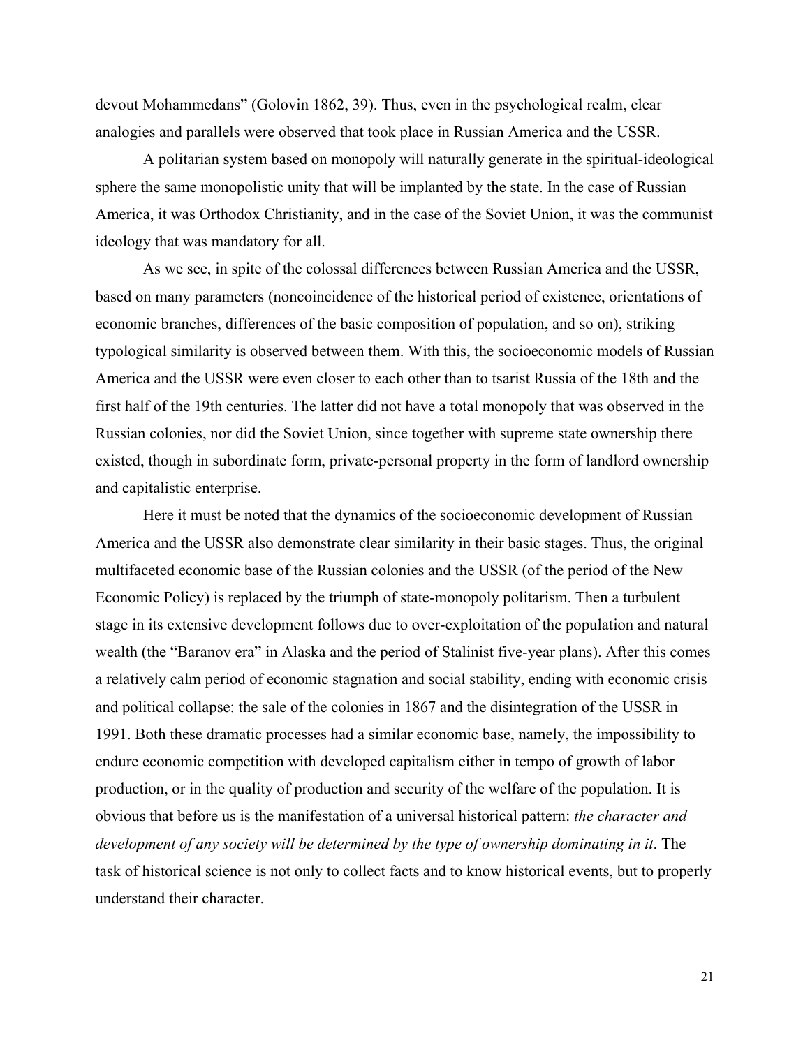devout Mohammedans" (Golovin 1862, 39). Thus, even in the psychological realm, clear analogies and parallels were observed that took place in Russian America and the USSR.

A politarian system based on monopoly will naturally generate in the spiritual-ideological sphere the same monopolistic unity that will be implanted by the state. In the case of Russian America, it was Orthodox Christianity, and in the case of the Soviet Union, it was the communist ideology that was mandatory for all.

As we see, in spite of the colossal differences between Russian America and the USSR, based on many parameters (noncoincidence of the historical period of existence, orientations of economic branches, differences of the basic composition of population, and so on), striking typological similarity is observed between them. With this, the socioeconomic models of Russian America and the USSR were even closer to each other than to tsarist Russia of the 18th and the first half of the 19th centuries. The latter did not have a total monopoly that was observed in the Russian colonies, nor did the Soviet Union, since together with supreme state ownership there existed, though in subordinate form, private-personal property in the form of landlord ownership and capitalistic enterprise.

Here it must be noted that the dynamics of the socioeconomic development of Russian America and the USSR also demonstrate clear similarity in their basic stages. Thus, the original multifaceted economic base of the Russian colonies and the USSR (of the period of the New Economic Policy) is replaced by the triumph of state-monopoly politarism. Then a turbulent stage in its extensive development follows due to over-exploitation of the population and natural wealth (the "Baranov era" in Alaska and the period of Stalinist five-year plans). After this comes a relatively calm period of economic stagnation and social stability, ending with economic crisis and political collapse: the sale of the colonies in 1867 and the disintegration of the USSR in 1991. Both these dramatic processes had a similar economic base, namely, the impossibility to endure economic competition with developed capitalism either in tempo of growth of labor production, or in the quality of production and security of the welfare of the population. It is obvious that before us is the manifestation of a universal historical pattern: *the character and development of any society will be determined by the type of ownership dominating in it*. The task of historical science is not only to collect facts and to know historical events, but to properly understand their character.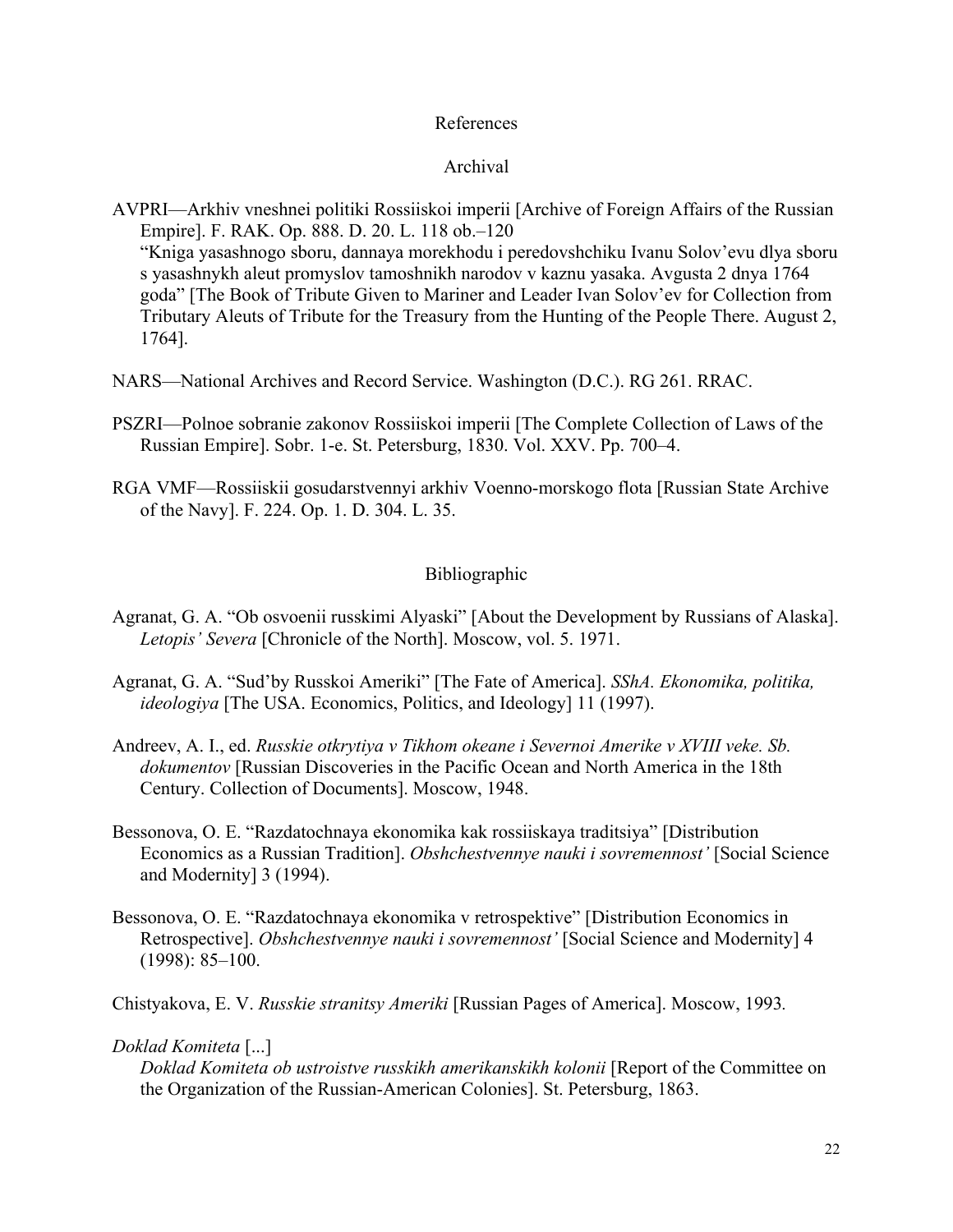## References

### Archival

AVPRI—Arkhiv vneshnei politiki Rossiiskoi imperii [Archive of Foreign Affairs of the Russian Empire]. F. RAK. Op. 888. D. 20. L. 118 ob.–120
“Kniga yasashnogo sboru, dannaya morekhodu i peredovshchiku Ivanu Solov’evu dlya sboru s yasashnykh aleut promyslov tamoshnikh narodov v kaznu yasaka. Avgusta 2 dnya 1764 goda” [The Book of Tribute Given to Mariner and Leader Ivan Solov’ev for Collection from Tributary Aleuts of Tribute for the Treasury from the Hunting of the People There. August 2, 1764].

NARS—National Archives and Record Service. Washington (D.C.). RG 261. RRAC.

PSZRI—Polnoe sobranie zakonov Rossiiskoi imperii [The Complete Collection of Laws of the Russian Empire]. Sobr. 1-e. St. Petersburg, 1830. Vol. XXV. Pp. 700–4.

RGA VMF—Rossiiskii gosudarstvennyi arkhiv Voenno-morskogo flota [Russian State Archive of the Navy]. F. 224. Op. 1. D. 304. L. 35.

### Bibliographic

Agranat, G. A. “Ob osvoenii russkimi Alyaski” [About the Development by Russians of Alaska]. *Letopis’ Severa* [Chronicle of the North]. Moscow, vol. 5. 1971.

Agranat, G. A. “Sud’by Russkoi Ameriki” [The Fate of America]. *SShA. Ekonomika, politika, ideologiya* [The USA. Economics, Politics, and Ideology] 11 (1997).

Andreev, A. I., ed. *Russkie otkrytiya v Tikhom okeane i Severnoi Amerike v XVIII veke. Sb. dokumentov* [Russian Discoveries in the Pacific Ocean and North America in the 18th Century. Collection of Documents]. Moscow, 1948.

Bessonova, O. E. “Razdatochnaya ekonomika kak rossiiskaya traditsiya” [Distribution Economics as a Russian Tradition]. *Obshchestvennye nauki i sovremennost’* [Social Science and Modernity] 3 (1994).

Bessonova, O. E. “Razdatochnaya ekonomika v retrospektive” [Distribution Economics in Retrospective]. *Obshchestvennye nauki i sovremennost’* [Social Science and Modernity] 4 (1998): 85–100.

Chistyakova, E. V. *Russkie stranitsy Ameriki* [Russian Pages of America]. Moscow, 1993.

*Doklad Komiteta* [...]
*Doklad Komiteta ob ustroistve russkikh amerikanskikh kolonii* [Report of the Committee on the Organization of the Russian-American Colonies]. St. Petersburg, 1863.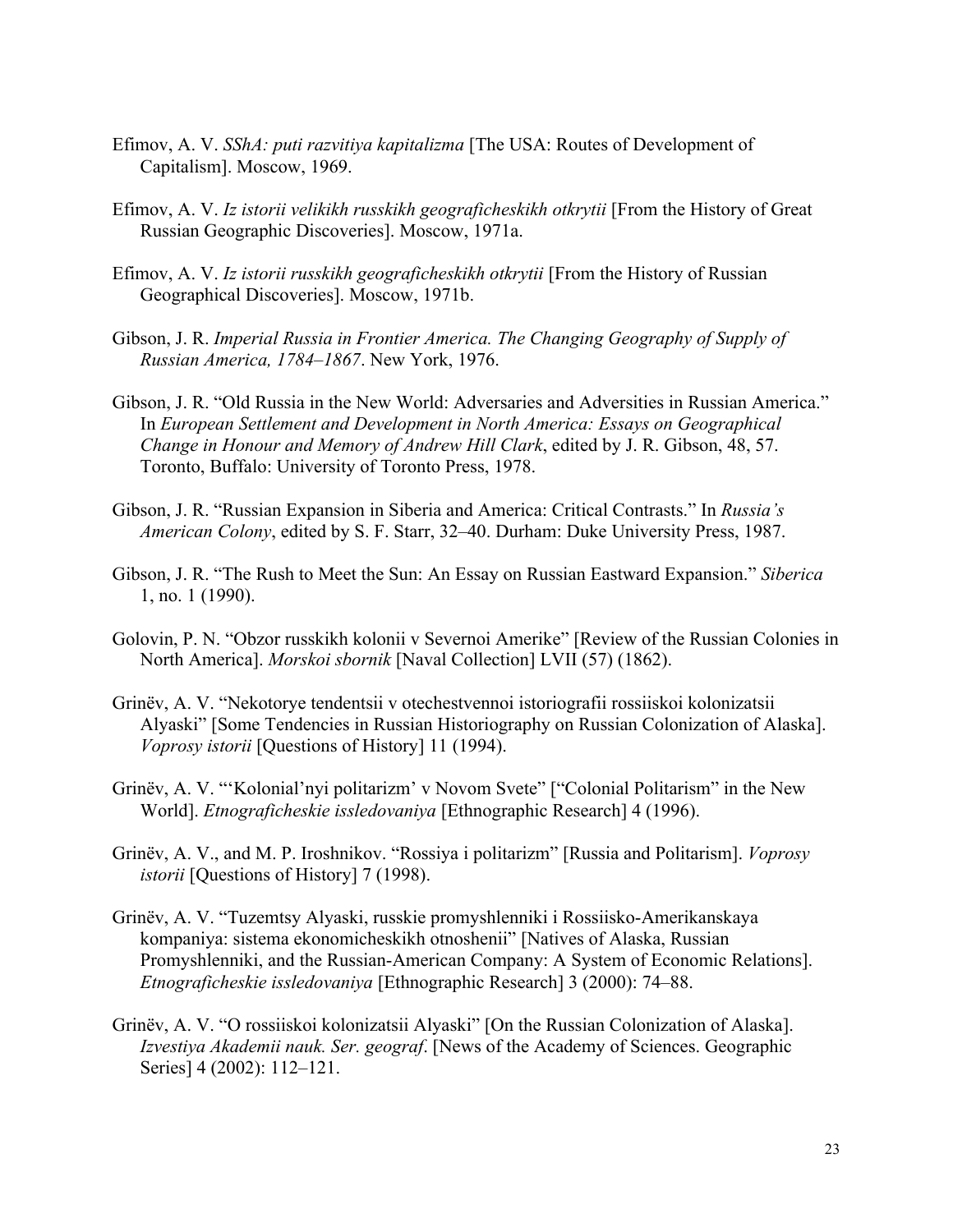Efimov, A. V. *SShA: puti razvitiya kapitalizma* [The USA: Routes of Development of Capitalism]. Moscow, 1969.

Efimov, A. V. *Iz istorii velikikh russkikh geograficheskikh otkrytii* [From the History of Great Russian Geographic Discoveries]. Moscow, 1971a.

Efimov, A. V. *Iz istorii russkikh geograficheskikh otkrytii* [From the History of Russian Geographical Discoveries]. Moscow, 1971b.

Gibson, J. R. *Imperial Russia in Frontier America. The Changing Geography of Supply of Russian America, 1784–1867*. New York, 1976.

Gibson, J. R. "Old Russia in the New World: Adversaries and Adversities in Russian America." In *European Settlement and Development in North America: Essays on Geographical Change in Honour and Memory of Andrew Hill Clark*, edited by J. R. Gibson, 48, 57. Toronto, Buffalo: University of Toronto Press, 1978.

Gibson, J. R. "Russian Expansion in Siberia and America: Critical Contrasts." In *Russia's American Colony*, edited by S. F. Starr, 32–40. Durham: Duke University Press, 1987.

Gibson, J. R. "The Rush to Meet the Sun: An Essay on Russian Eastward Expansion." *Siberica* 1, no. 1 (1990).

Golovin, P. N. "Obzor russkikh kolonii v Severnoi Amerike" [Review of the Russian Colonies in North America]. *Morskoi sbornik* [Naval Collection] LVII (57) (1862).

Grinëv, A. V. "Nekotorye tendentsii v otechestvennoi istoriografii rossiiskoi kolonizatsii Alyaski" [Some Tendencies in Russian Historiography on Russian Colonization of Alaska]. *Voprosy istorii* [Questions of History] 11 (1994).

Grinëv, A. V. "'Kolonial'nyi politarizm' v Novom Svete" ["Colonial Politarism" in the New World]. *Etnograficheskie issledovaniya* [Ethnographic Research] 4 (1996).

Grinëv, A. V., and M. P. Iroshnikov. "Rossiya i politarizm" [Russia and Politarism]. *Voprosy istorii* [Questions of History] 7 (1998).

Grinëv, A. V. "Tuzemtsy Alyaski, russkie promyshlenniki i Rossiisko-Amerikanskaya kompaniya: sistema ekonomicheskikh otnoshenii" [Natives of Alaska, Russian Promyshlenniki, and the Russian-American Company: A System of Economic Relations]. *Etnograficheskie issledovaniya* [Ethnographic Research] 3 (2000): 74–88.

Grinëv, A. V. "O rossiiskoi kolonizatsii Alyaski" [On the Russian Colonization of Alaska]. *Izvestiya Akademii nauk. Ser. geograf.* [News of the Academy of Sciences. Geographic Series] 4 (2002): 112–121.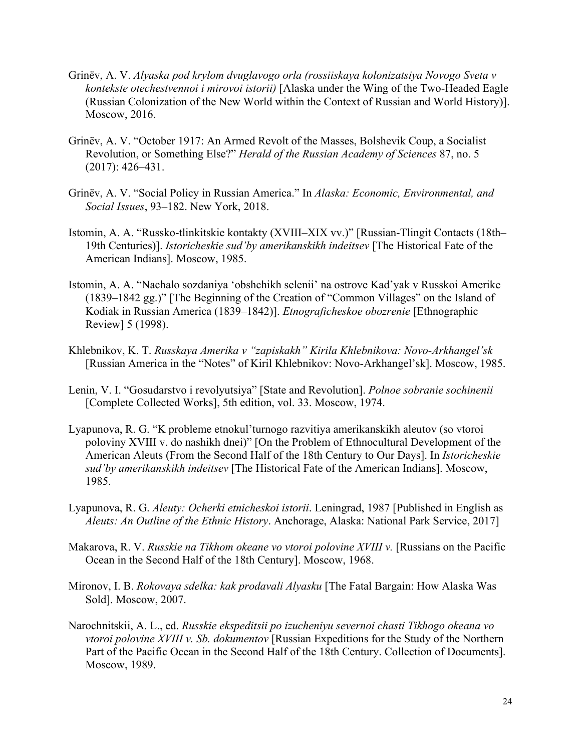Grinëv, A. V. *Alyaska pod krylom dvuglavogo orla (rossiiskaya kolonizatsiya Novogo Sveta v kontekste otechestvennoi i mirovoi istorii)* [Alaska under the Wing of the Two-Headed Eagle (Russian Colonization of the New World within the Context of Russian and World History)]. Moscow, 2016.

Grinëv, A. V. "October 1917: An Armed Revolt of the Masses, Bolshevik Coup, a Socialist Revolution, or Something Else?" *Herald of the Russian Academy of Sciences* 87, no. 5 (2017): 426–431.

Grinëv, A. V. "Social Policy in Russian America." In *Alaska: Economic, Environmental, and Social Issues*, 93–182. New York, 2018.

Istomin, A. A. "Russko-tlinkitskie kontakty (XVIII–XIX vv.)" [Russian-Tlingit Contacts (18th–19th Centuries)]. *Istoricheskie sud'by amerikanskikh indeitsev* [The Historical Fate of the American Indians]. Moscow, 1985.

Istomin, A. A. "Nachalo sozdaniya 'obshchikh selenii' na ostrove Kad'yak v Russkoi Amerike (1839–1842 gg.)" [The Beginning of the Creation of "Common Villages" on the Island of Kodiak in Russian America (1839–1842)]. *Etnograficheskoe obozrenie* [Ethnographic Review] 5 (1998).

Khlebnikov, K. T. *Russkaya Amerika v "zapiskakh" Kirila Khlebnikova: Novo-Arkhangel'sk* [Russian America in the "Notes" of Kiril Khlebnikov: Novo-Arkhangel'sk]. Moscow, 1985.

Lenin, V. I. "Gosudarstvo i revolyutsiya" [State and Revolution]. *Polnoe sobranie sochinenii* [Complete Collected Works], 5th edition, vol. 33. Moscow, 1974.

Lyapunova, R. G. "K probleme etnokul'turnogo razvitiya amerikanskikh aleutov (so vtoroi poloviny XVIII v. do nashikh dnei)" [On the Problem of Ethnocultural Development of the American Aleuts (From the Second Half of the 18th Century to Our Days]. In *Istoricheskie sud'by amerikanskikh indeitsev* [The Historical Fate of the American Indians]. Moscow, 1985.

Lyapunova, R. G. *Aleuty: Ocherki etnicheskoi istorii*. Leningrad, 1987 [Published in English as *Aleuts: An Outline of the Ethnic History*. Anchorage, Alaska: National Park Service, 2017]

Makarova, R. V. *Russkie na Tikhom okeane vo vtoroi polovine XVIII v.* [Russians on the Pacific Ocean in the Second Half of the 18th Century]. Moscow, 1968.

Mironov, I. B. *Rokovaya sdelka: kak prodavali Alyasku* [The Fatal Bargain: How Alaska Was Sold]. Moscow, 2007.

Narochnitskii, A. L., ed. *Russkie ekspeditsii po izucheniyu severnoi chasti Tikhogo okeana vo vtoroi polovine XVIII v. Sb. dokumentov* [Russian Expeditions for the Study of the Northern Part of the Pacific Ocean in the Second Half of the 18th Century. Collection of Documents]. Moscow, 1989.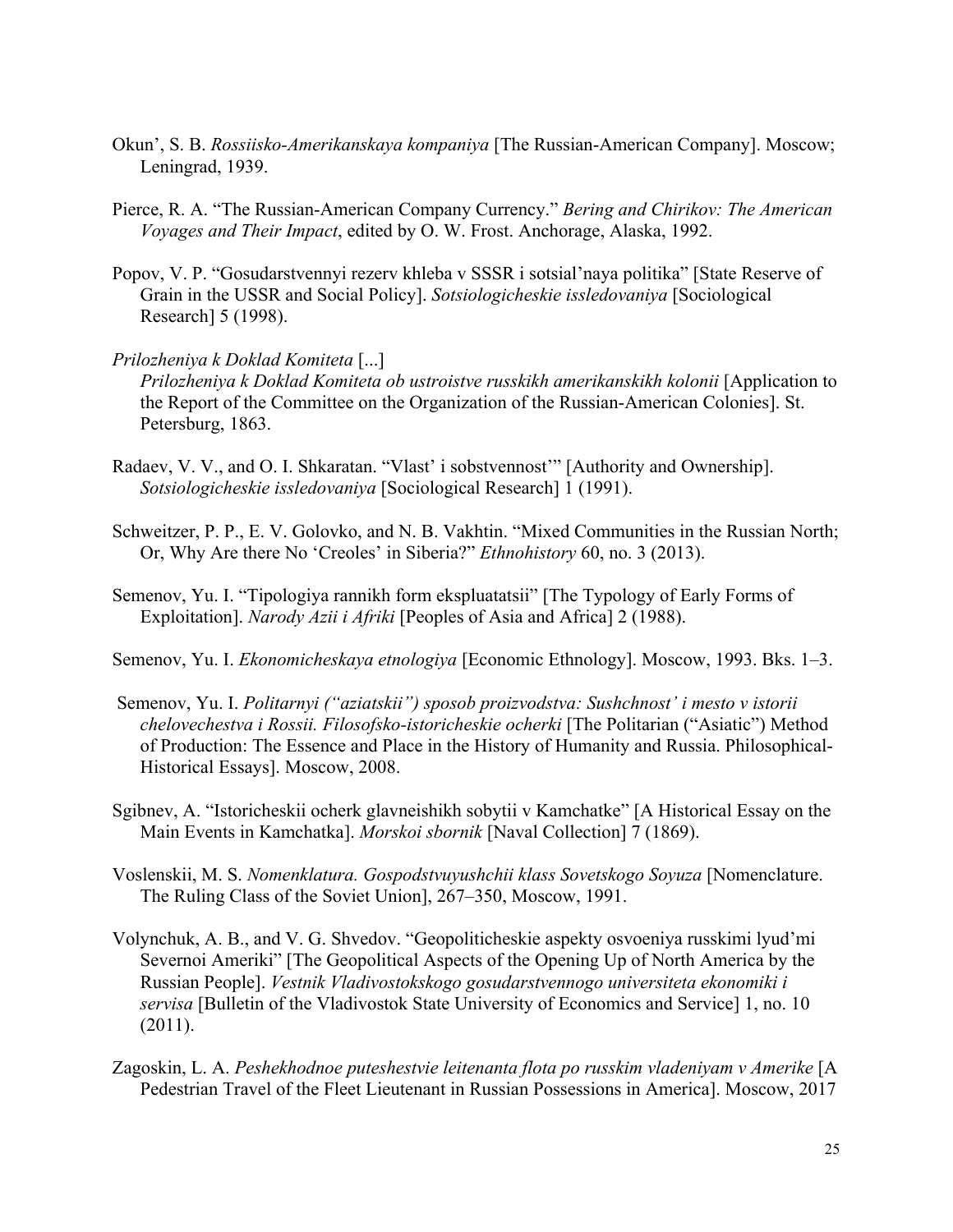Okun', S. B. *Rossiisko-Amerikanskaya kompaniya* [The Russian-American Company]. Moscow; Leningrad, 1939.

Pierce, R. A. "The Russian-American Company Currency." *Bering and Chirikov: The American Voyages and Their Impact*, edited by O. W. Frost. Anchorage, Alaska, 1992.

Popov, V. P. "Gosudarstvennyi rezerv khleba v SSSR i sotsial'naya politika" [State Reserve of Grain in the USSR and Social Policy]. *Sotsiologicheskie issledovaniya* [Sociological Research] 5 (1998).

*Prilozheniya k Doklad Komiteta* [...]
*Prilozheniya k Doklad Komiteta ob ustroistve russkikh amerikanskikh kolonii* [Application to the Report of the Committee on the Organization of the Russian-American Colonies]. St. Petersburg, 1863.

Radaev, V. V., and O. I. Shkaratan. "Vlast' i sobstvennost'" [Authority and Ownership]. *Sotsiologicheskie issledovaniya* [Sociological Research] 1 (1991).

Schweitzer, P. P., E. V. Golovko, and N. B. Vakhtin. "Mixed Communities in the Russian North; Or, Why Are there No 'Creoles' in Siberia?" *Ethnohistory* 60, no. 3 (2013).

Semenov, Yu. I. "Tipologiya rannikh form ekspluatatsii" [The Typology of Early Forms of Exploitation]. *Narody Azii i Afriki* [Peoples of Asia and Africa] 2 (1988).

Semenov, Yu. I. *Ekonomicheskaya etnologiya* [Economic Ethnology]. Moscow, 1993. Bks. 1–3.

Semenov, Yu. I. *Politarnyi ("aziatskii") sposob proizvodstva: Sushchnost' i mesto v istorii chelovechestva i Rossii. Filosofsko-istoricheskie ocherki* [The Politarian ("Asiatic") Method of Production: The Essence and Place in the History of Humanity and Russia. Philosophical-Historical Essays]. Moscow, 2008.

Sgibnev, A. "Istoricheskii ocherk glavneishikh sobytii v Kamchatke" [A Historical Essay on the Main Events in Kamchatka]. *Morskoi sbornik* [Naval Collection] 7 (1869).

Voslenskii, M. S. *Nomenklatura. Gospodstvuyushchii klass Sovetskogo Soyuza* [Nomenclature. The Ruling Class of the Soviet Union], 267–350, Moscow, 1991.

Volynchuk, A. B., and V. G. Shvedov. "Geopoliticheskie aspekty osvoeniya russkimi lyud'mi Severnoi Ameriki" [The Geopolitical Aspects of the Opening Up of North America by the Russian People]. *Vestnik Vladivostokskogo gosudarstvennogo universiteta ekonomiki i servisa* [Bulletin of the Vladivostok State University of Economics and Service] 1, no. 10 (2011).

Zagoskin, L. A. *Peshekhodnoe puteshestvie leitenanta flota po russkim vladeniyam v Amerike* [A Pedestrian Travel of the Fleet Lieutenant in Russian Possessions in America]. Moscow, 2017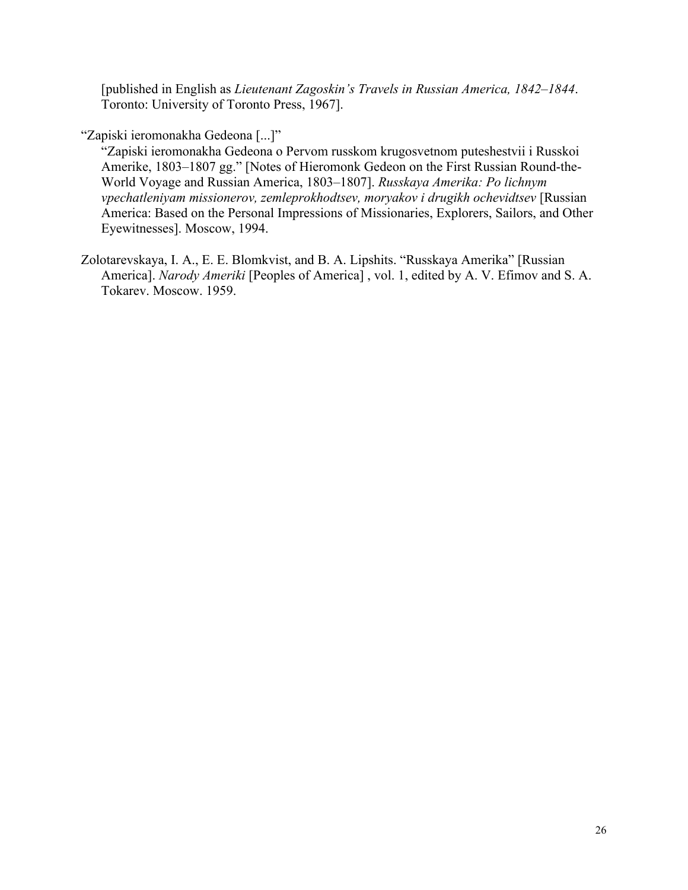[published in English as *Lieutenant Zagoskin's Travels in Russian America, 1842–1844*. Toronto: University of Toronto Press, 1967].

"Zapiski ieromonakha Gedeona [...]"

"Zapiski ieromonakha Gedeona o Pervom russkom krugosvetnom puteshestvii i Russkoi Amerike, 1803–1807 gg." [Notes of Hieromonk Gedeon on the First Russian Round-the-World Voyage and Russian America, 1803–1807]. *Russkaya Amerika: Po lichnym vpechatleniyam missionerov, zemleprokhodtsev, moryakov i drugikh ochevidtsev* [Russian America: Based on the Personal Impressions of Missionaries, Explorers, Sailors, and Other Eyewitnesses]. Moscow, 1994.

Zolotarevskaya, I. A., E. E. Blomkvist, and B. A. Lipshits. "Russkaya Amerika" [Russian America]. *Narody Ameriki* [Peoples of America] , vol. 1, edited by A. V. Efimov and S. A. Tokarev. Moscow. 1959.